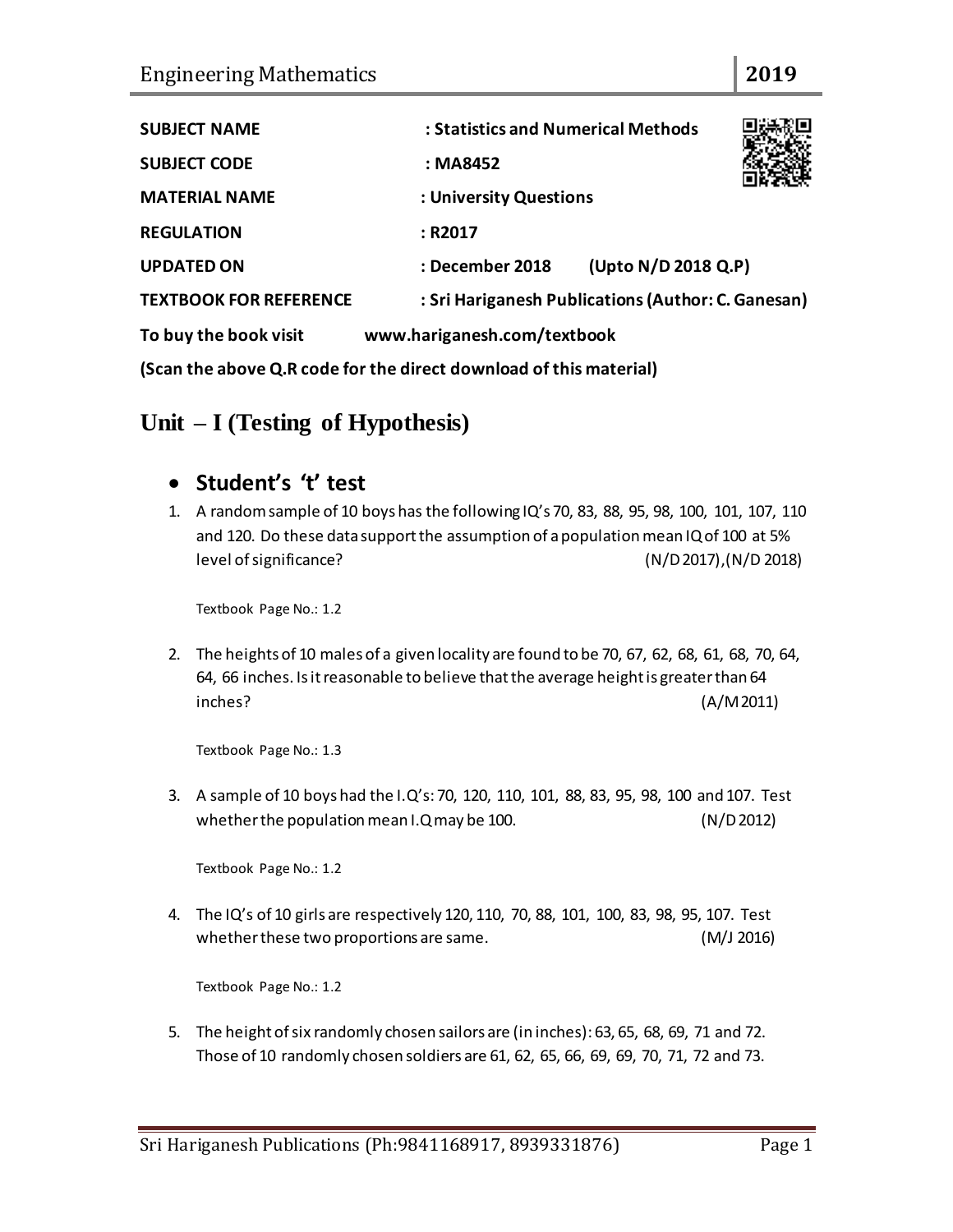| | |
|---|---|
| **SUBJECT NAME** | **: Statistics and Numerical Methods** |
| **SUBJECT CODE** | **: MA8452** |
| **MATERIAL NAME** | **: University Questions** |
| **REGULATION** | **: R2017** |
| **UPDATED ON** | **: December 2018 (Upto N/D 2018 Q.P)** |
| **TEXTBOOK FOR REFERENCE** | **: Sri Hariganesh Publications (Author: C. Ganesan)** |

**To buy the book visit www.hariganesh.com/textbook**

**(Scan the above Q.R code for the direct download of this material)**

# Unit – I (Testing of Hypothesis)

- ## Student's 't' test

1. A random sample of 10 boys has the following IQ's 70, 83, 88, 95, 98, 100, 101, 107, 110 and 120. Do these data support the assumption of a population mean IQ of 100 at 5% level of significance? (N/D 2017),(N/D 2018)

   Textbook Page No.: 1.2

2. The heights of 10 males of a given locality are found to be 70, 67, 62, 68, 61, 68, 70, 64, 64, 66 inches. Is it reasonable to believe that the average height is greater than 64 inches? (A/M 2011)

   Textbook Page No.: 1.3

3. A sample of 10 boys had the I.Q's: 70, 120, 110, 101, 88, 83, 95, 98, 100 and 107. Test whether the population mean I.Q may be 100. (N/D 2012)

   Textbook Page No.: 1.2

4. The IQ's of 10 girls are respectively 120, 110, 70, 88, 101, 100, 83, 98, 95, 107. Test whether these two proportions are same. (M/J 2016)

   Textbook Page No.: 1.2

5. The height of six randomly chosen sailors are (in inches): 63, 65, 68, 69, 71 and 72. Those of 10 randomly chosen soldiers are 61, 62, 65, 66, 69, 69, 70, 71, 72 and 73.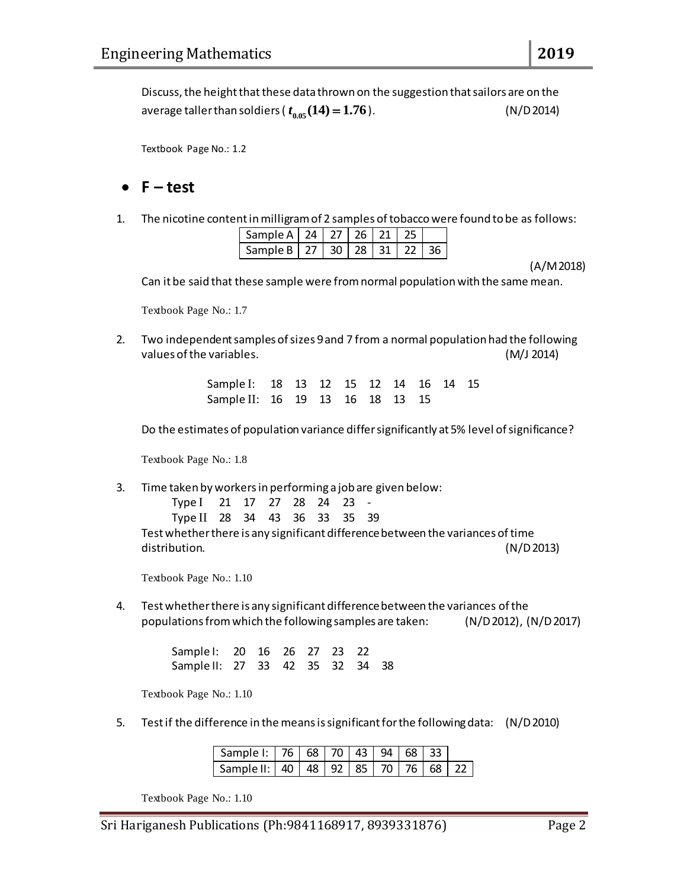Discuss, the height that these data thrown on the suggestion that sailors are on the average taller than soldiers ( $t_{0.05}(14) = 1.76$ ). (N/D 2014)

Textbook Page No.: 1.2

- **F – test**

1. The nicotine content in milligram of 2 samples of tobacco were found to be as follows:

| Sample A | 24 | 27 | 26 | 21 | 25 | |
|---|---|---|---|---|---|---|
| Sample B | 27 | 30 | 28 | 31 | 22 | 36 |

(A/M 2018)

Can it be said that these sample were from normal population with the same mean.

Textbook Page No.: 1.7

2. Two independent samples of sizes 9 and 7 from a normal population had the following values of the variables. (M/J 2014)

   Sample I: 18 13 12 15 12 14 16 14 15
   Sample II: 16 19 13 16 18 13 15

   Do the estimates of population variance differ significantly at 5% level of significance?

   Textbook Page No.: 1.8

3. Time taken by workers in performing a job are given below:

   Type I 21 17 27 28 24 23 -
   Type II 28 34 43 36 33 35 39

   Test whether there is any significant difference between the variances of time distribution. (N/D 2013)

   Textbook Page No.: 1.10

4. Test whether there is any significant difference between the variances of the populations from which the following samples are taken: (N/D 2012), (N/D 2017)

   Sample I: 20 16 26 27 23 22
   Sample II: 27 33 42 35 32 34 38

   Textbook Page No.: 1.10

5. Test if the difference in the means is significant for the following data: (N/D 2010)

| Sample I: | 76 | 68 | 70 | 43 | 94 | 68 | 33 | |
|---|---|---|---|---|---|---|---|---|
| Sample II: | 40 | 48 | 92 | 85 | 70 | 76 | 68 | 22 |

Textbook Page No.: 1.10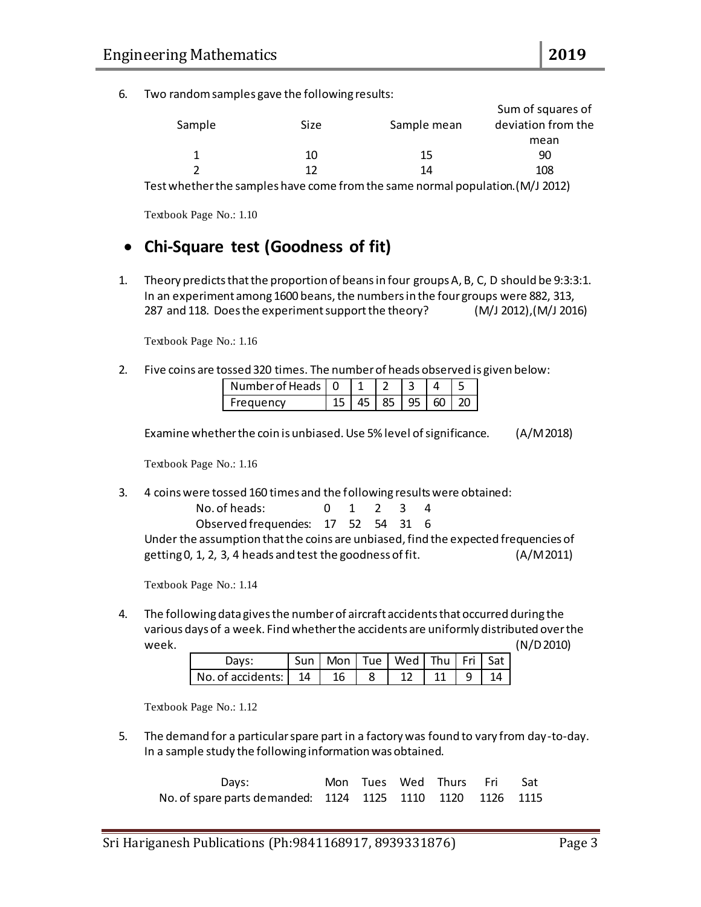6. Two random samples gave the following results:

| Sample | Size | Sample mean | Sum of squares of deviation from the mean |
|---|---|---|---|
| 1 | 10 | 15 | 90 |
| 2 | 12 | 14 | 108 |

Test whether the samples have come from the same normal population. (M/J 2012)

Textbook Page No.: 1.10

- ## Chi-Square test (Goodness of fit)

1. Theory predicts that the proportion of beans in four groups A, B, C, D should be 9:3:3:1. In an experiment among 1600 beans, the numbers in the four groups were 882, 313, 287 and 118. Does the experiment support the theory? (M/J 2012),(M/J 2016)

   Textbook Page No.: 1.16

2. Five coins are tossed 320 times. The number of heads observed is given below:

   | Number of Heads | 0 | 1 | 2 | 3 | 4 | 5 |
   |---|---|---|---|---|---|---|
   | Frequency | 15 | 45 | 85 | 95 | 60 | 20 |

   Examine whether the coin is unbiased. Use 5% level of significance. (A/M 2018)

   Textbook Page No.: 1.16

3. 4 coins were tossed 160 times and the following results were obtained:

   | No. of heads: | 0 | 1 | 2 | 3 | 4 |
   |---|---|---|---|---|---|
   | Observed frequencies: | 17 | 52 | 54 | 31 | 6 |

   Under the assumption that the coins are unbiased, find the expected frequencies of getting 0, 1, 2, 3, 4 heads and test the goodness of fit. (A/M 2011)

   Textbook Page No.: 1.14

4. The following data gives the number of aircraft accidents that occurred during the various days of a week. Find whether the accidents are uniformly distributed over the week. (N/D 2010)

   | Days: | Sun | Mon | Tue | Wed | Thu | Fri | Sat |
   |---|---|---|---|---|---|---|---|
   | No. of accidents: | 14 | 16 | 8 | 12 | 11 | 9 | 14 |

   Textbook Page No.: 1.12

5. The demand for a particular spare part in a factory was found to vary from day-to-day. In a sample study the following information was obtained.

   | Days: | Mon | Tues | Wed | Thurs | Fri | Sat |
   |---|---|---|---|---|---|---|
   | No. of spare parts demanded: | 1124 | 1125 | 1110 | 1120 | 1126 | 1115 |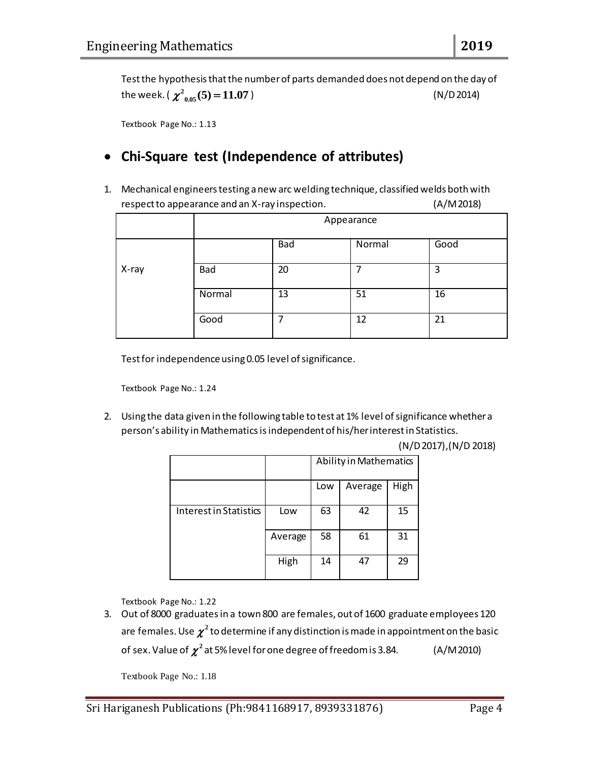Test the hypothesis that the number of parts demanded does not depend on the day of the week. ( $\chi^2_{0.05}(5) = 11.07$ ) (N/D 2014)

Textbook Page No.: 1.13

## • Chi-Square test (Independence of attributes)

1. Mechanical engineers testing a new arc welding technique, classified welds both with respect to appearance and an X-ray inspection. (A/M 2018)

| | | Appearance | | |
|---|---|---|---|---|
| | | Bad | Normal | Good |
| X-ray | Bad | 20 | 7 | 3 |
| | Normal | 13 | 51 | 16 |
| | Good | 7 | 12 | 21 |

Test for independence using 0.05 level of significance.

Textbook Page No.: 1.24

2. Using the data given in the following table to test at 1% level of significance whether a person's ability in Mathematics is independent of his/her interest in Statistics. (N/D 2017),(N/D 2018)

| | | Ability in Mathematics | | |
|---|---|---|---|---|
| | | Low | Average | High |
| Interest in Statistics | Low | 63 | 42 | 15 |
| | Average | 58 | 61 | 31 |
| | High | 14 | 47 | 29 |

Textbook Page No.: 1.22

3. Out of 8000 graduates in a town 800 are females, out of 1600 graduate employees 120 are females. Use $\chi^2$ to determine if any distinction is made in appointment on the basic of sex. Value of $\chi^2$ at 5% level for one degree of freedom is 3.84. (A/M 2010)

Textbook Page No.: 1.18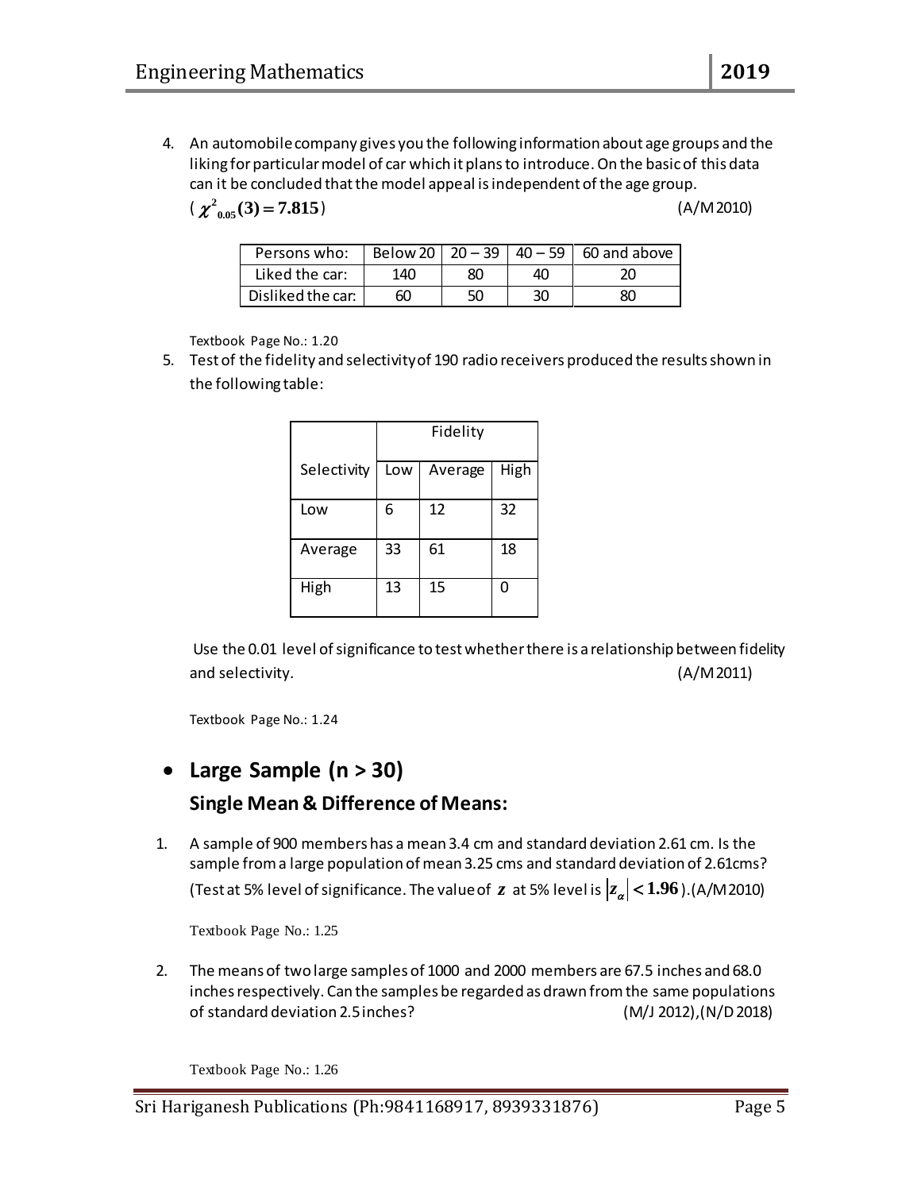4. An automobile company gives you the following information about age groups and the liking for particular model of car which it plans to introduce. On the basic of this data can it be concluded that the model appeal is independent of the age group. ( $\chi^2_{0.05}(3) = 7.815$ ) (A/M 2010)

| Persons who: | Below 20 | 20 – 39 | 40 – 59 | 60 and above |
|---|---|---|---|---|
| Liked the car: | 140 | 80 | 40 | 20 |
| Disliked the car: | 60 | 50 | 30 | 80 |

Textbook Page No.: 1.20

5. Test of the fidelity and selectivity of 190 radio receivers produced the results shown in the following table:

| | Fidelity | | |
|---|---|---|---|
| Selectivity | Low | Average | High |
| Low | 6 | 12 | 32 |
| Average | 33 | 61 | 18 |
| High | 13 | 15 | 0 |

Use the 0.01 level of significance to test whether there is a relationship between fidelity and selectivity. (A/M 2011)

Textbook Page No.: 1.24

- **Large Sample (n > 30)**

### Single Mean & Difference of Means:

1. A sample of 900 members has a mean 3.4 cm and standard deviation 2.61 cm. Is the sample from a large population of mean 3.25 cms and standard deviation of 2.61cms? (Test at 5% level of significance. The value of $z$ at 5% level is $|z_\alpha| < 1.96$ ).(A/M 2010)

Textbook Page No.: 1.25

2. The means of two large samples of 1000 and 2000 members are 67.5 inches and 68.0 inches respectively. Can the samples be regarded as drawn from the same populations of standard deviation 2.5 inches? (M/J 2012),(N/D 2018)

Textbook Page No.: 1.26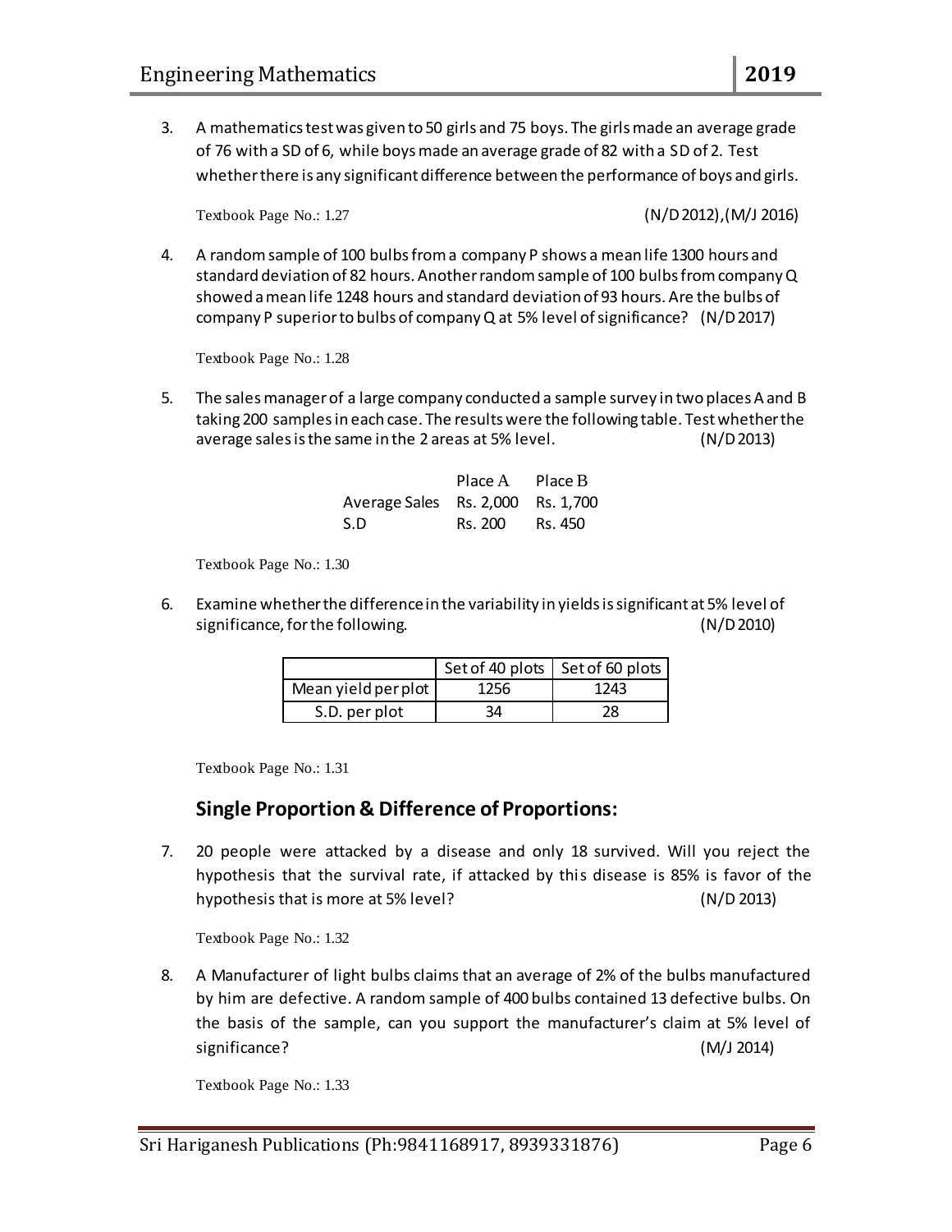3. A mathematics test was given to 50 girls and 75 boys. The girls made an average grade of 76 with a SD of 6, while boys made an average grade of 82 with a SD of 2. Test whether there is any significant difference between the performance of boys and girls.

   Textbook Page No.: 1.27 (N/D 2012),(M/J 2016)

4. A random sample of 100 bulbs from a company P shows a mean life 1300 hours and standard deviation of 82 hours. Another random sample of 100 bulbs from company Q showed a mean life 1248 hours and standard deviation of 93 hours. Are the bulbs of company P superior to bulbs of company Q at 5% level of significance? (N/D 2017)

   Textbook Page No.: 1.28

5. The sales manager of a large company conducted a sample survey in two places A and B taking 200 samples in each case. The results were the following table. Test whether the average sales is the same in the 2 areas at 5% level. (N/D 2013)

   |  | Place A | Place B |
   |---|---|---|
   | Average Sales | Rs. 2,000 | Rs. 1,700 |
   | S.D | Rs. 200 | Rs. 450 |

   Textbook Page No.: 1.30

6. Examine whether the difference in the variability in yields is significant at 5% level of significance, for the following. (N/D 2010)

   |  | Set of 40 plots | Set of 60 plots |
   |---|---|---|
   | Mean yield per plot | 1256 | 1243 |
   | S.D. per plot | 34 | 28 |

   Textbook Page No.: 1.31

## Single Proportion & Difference of Proportions:

7. 20 people were attacked by a disease and only 18 survived. Will you reject the hypothesis that the survival rate, if attacked by this disease is 85% is favor of the hypothesis that is more at 5% level? (N/D 2013)

   Textbook Page No.: 1.32

8. A Manufacturer of light bulbs claims that an average of 2% of the bulbs manufactured by him are defective. A random sample of 400 bulbs contained 13 defective bulbs. On the basis of the sample, can you support the manufacturer's claim at 5% level of significance? (M/J 2014)

   Textbook Page No.: 1.33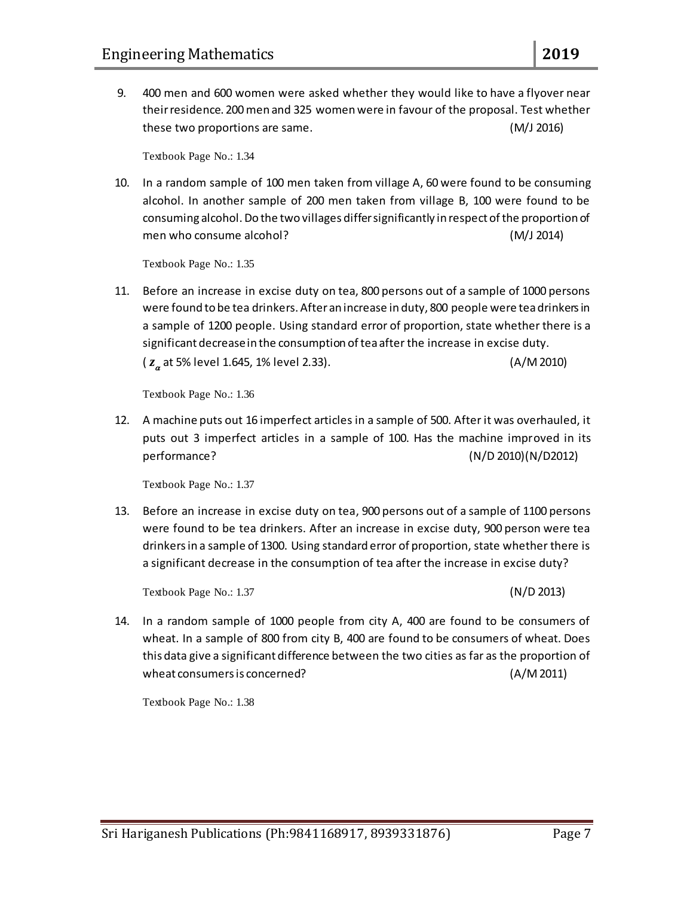9. 400 men and 600 women were asked whether they would like to have a flyover near their residence. 200 men and 325 women were in favour of the proposal. Test whether these two proportions are same. (M/J 2016)

   Textbook Page No.: 1.34

10. In a random sample of 100 men taken from village A, 60 were found to be consuming alcohol. In another sample of 200 men taken from village B, 100 were found to be consuming alcohol. Do the two villages differ significantly in respect of the proportion of men who consume alcohol? (M/J 2014)

    Textbook Page No.: 1.35

11. Before an increase in excise duty on tea, 800 persons out of a sample of 1000 persons were found to be tea drinkers. After an increase in duty, 800 people were tea drinkers in a sample of 1200 people. Using standard error of proportion, state whether there is a significant decrease in the consumption of tea after the increase in excise duty. ( $z_\alpha$ at 5% level 1.645, 1% level 2.33). (A/M 2010)

    Textbook Page No.: 1.36

12. A machine puts out 16 imperfect articles in a sample of 500. After it was overhauled, it puts out 3 imperfect articles in a sample of 100. Has the machine improved in its performance? (N/D 2010)(N/D2012)

    Textbook Page No.: 1.37

13. Before an increase in excise duty on tea, 900 persons out of a sample of 1100 persons were found to be tea drinkers. After an increase in excise duty, 900 person were tea drinkers in a sample of 1300. Using standard error of proportion, state whether there is a significant decrease in the consumption of tea after the increase in excise duty?

    Textbook Page No.: 1.37 (N/D 2013)

14. In a random sample of 1000 people from city A, 400 are found to be consumers of wheat. In a sample of 800 from city B, 400 are found to be consumers of wheat. Does this data give a significant difference between the two cities as far as the proportion of wheat consumers is concerned? (A/M 2011)

    Textbook Page No.: 1.38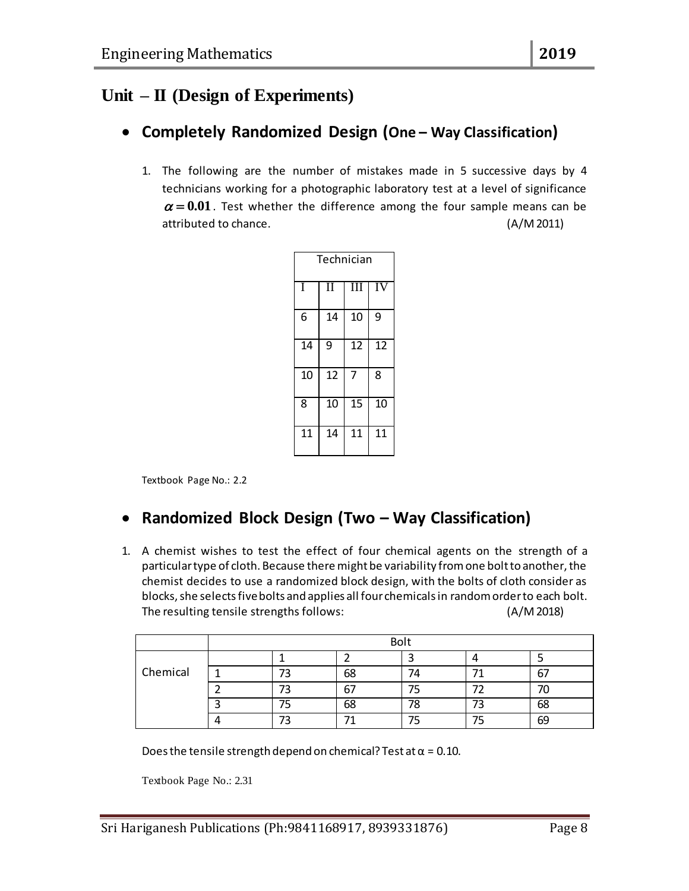## Unit – II (Design of Experiments)

- **Completely Randomized Design (One – Way Classification)**

1. The following are the number of mistakes made in 5 successive days by 4 technicians working for a photographic laboratory test at a level of significance $\alpha = \mathbf{0.01}$. Test whether the difference among the four sample means can be attributed to chance. (A/M 2011)

| Technician | | | |
|---|---|---|---|
| I | II | III | IV |
| 6 | 14 | 10 | 9 |
| 14 | 9 | 12 | 12 |
| 10 | 12 | 7 | 8 |
| 8 | 10 | 15 | 10 |
| 11 | 14 | 11 | 11 |

Textbook Page No.: 2.2

- **Randomized Block Design (Two – Way Classification)**

1. A chemist wishes to test the effect of four chemical agents on the strength of a particular type of cloth. Because there might be variability from one bolt to another, the chemist decides to use a randomized block design, with the bolts of cloth consider as blocks, she selects five bolts and applies all four chemicals in random order to each bolt. The resulting tensile strengths follows: (A/M 2018)

| | Bolt | | | | | |
|---|---|---|---|---|---|---|
| Chemical | | 1 | 2 | 3 | 4 | 5 |
| | 1 | 73 | 68 | 74 | 71 | 67 |
| | 2 | 73 | 67 | 75 | 72 | 70 |
| | 3 | 75 | 68 | 78 | 73 | 68 |
| | 4 | 73 | 71 | 75 | 75 | 69 |

Does the tensile strength depend on chemical? Test at $\alpha = 0.10$.

Textbook Page No.: 2.31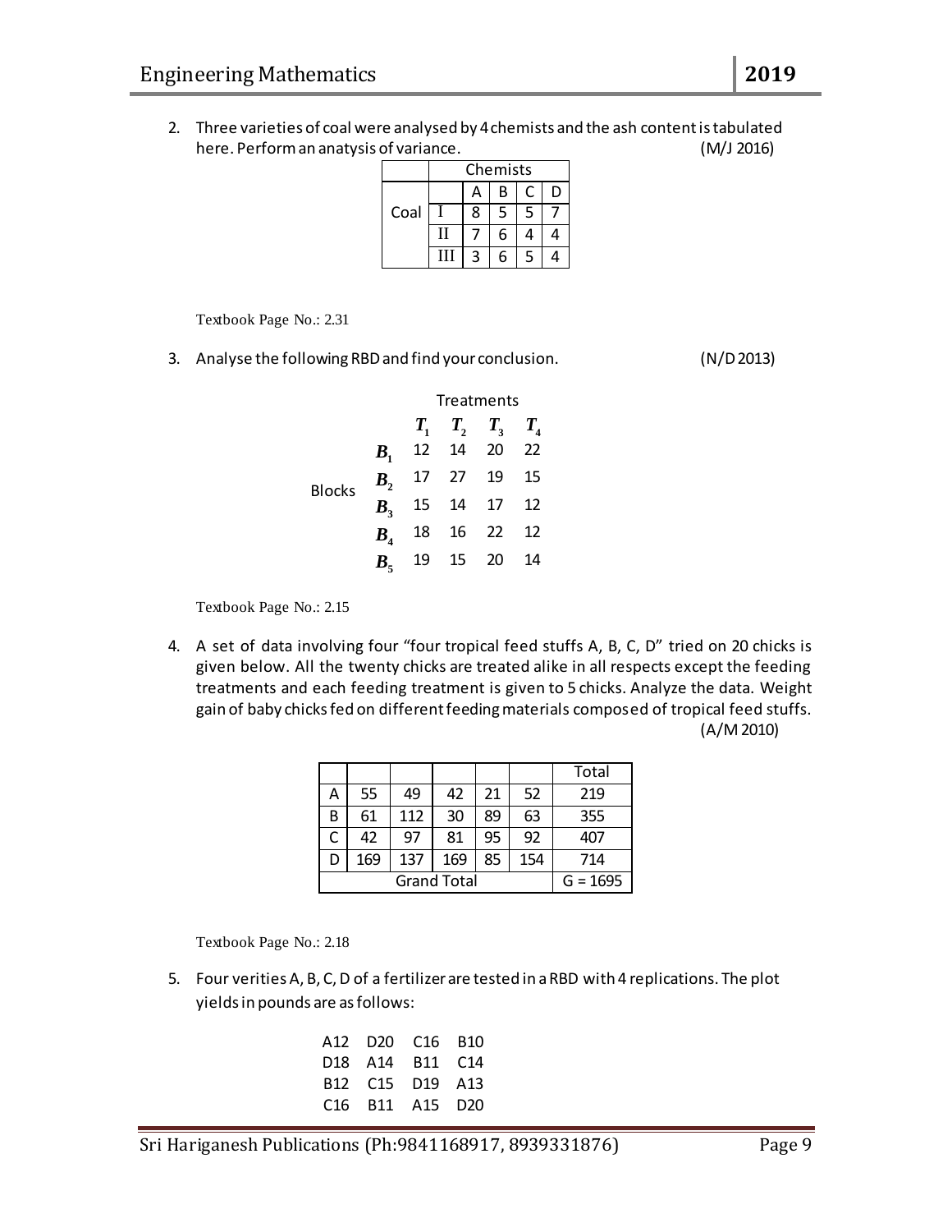2. Three varieties of coal were analysed by 4 chemists and the ash content is tabulated here. Perform an analysis of variance. (M/J 2016)

| | | Chemists | | | |
|---|---|---|---|---|---|
| | | A | B | C | D |
| Coal | I | 8 | 5 | 5 | 7 |
| | II | 7 | 6 | 4 | 4 |
| | III | 3 | 6 | 5 | 4 |

Textbook Page No.: 2.31

3. Analyse the following RBD and find your conclusion. (N/D 2013)

| | | Treatments | | | |
|---|---|---|---|---|---|
| | | $T_1$ | $T_2$ | $T_3$ | $T_4$ |
| Blocks | $B_1$ | 12 | 14 | 20 | 22 |
| | $B_2$ | 17 | 27 | 19 | 15 |
| | $B_3$ | 15 | 14 | 17 | 12 |
| | $B_4$ | 18 | 16 | 22 | 12 |
| | $B_5$ | 19 | 15 | 20 | 14 |

Textbook Page No.: 2.15

4. A set of data involving four "four tropical feed stuffs A, B, C, D" tried on 20 chicks is given below. All the twenty chicks are treated alike in all respects except the feeding treatments and each feeding treatment is given to 5 chicks. Analyze the data. Weight gain of baby chicks fed on different feeding materials composed of tropical feed stuffs. (A/M 2010)

| | | | | | | Total |
|---|---|---|---|---|---|---|
| A | 55 | 49 | 42 | 21 | 52 | 219 |
| B | 61 | 112 | 30 | 89 | 63 | 355 |
| C | 42 | 97 | 81 | 95 | 92 | 407 |
| D | 169 | 137 | 169 | 85 | 154 | 714 |
| Grand Total | | | | | | G = 1695 |

Textbook Page No.: 2.18

5. Four verities A, B, C, D of a fertilizer are tested in a RBD with 4 replications. The plot yields in pounds are as follows:

| | | | |
|---|---|---|---|
| A12 | D20 | C16 | B10 |
| D18 | A14 | B11 | C14 |
| B12 | C15 | D19 | A13 |
| C16 | B11 | A15 | D20 |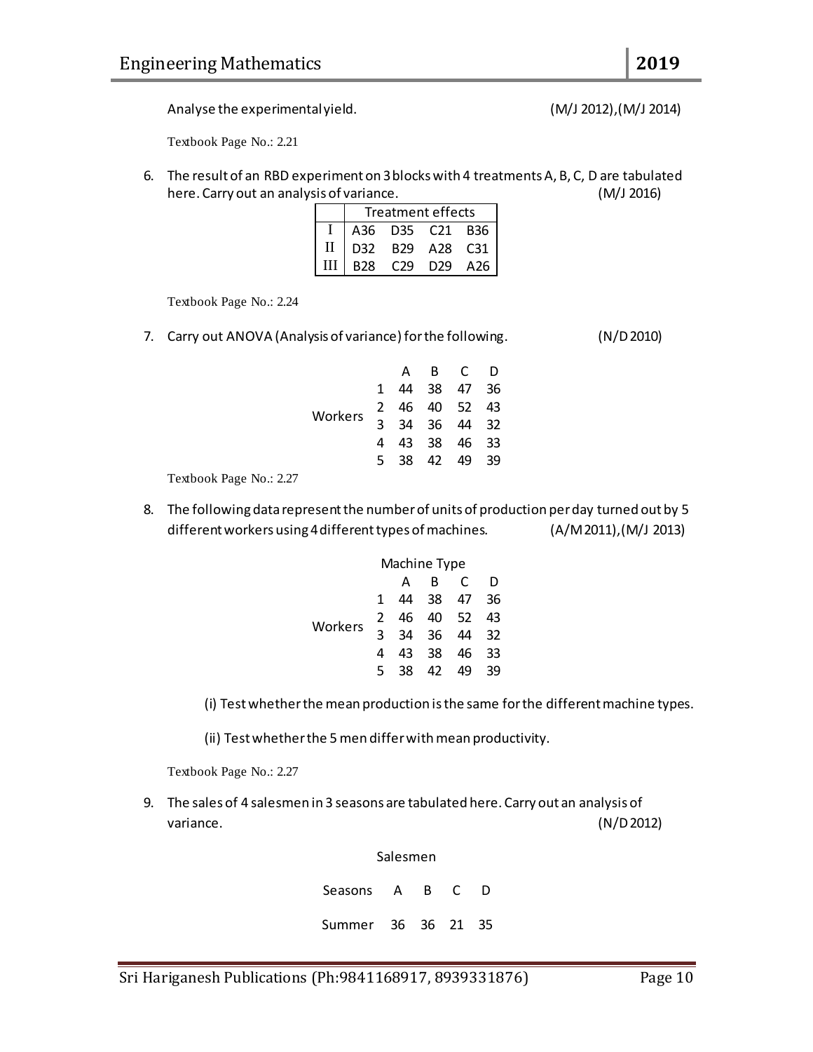Analyse the experimental yield. (M/J 2012),(M/J 2014)

Textbook Page No.: 2.21

6. The result of an RBD experiment on 3 blocks with 4 treatments A, B, C, D are tabulated here. Carry out an analysis of variance. (M/J 2016)

| | Treatment effects | | | |
|---|---|---|---|---|
| I | A36 | D35 | C21 | B36 |
| II | D32 | B29 | A28 | C31 |
| III | B28 | C29 | D29 | A26 |

Textbook Page No.: 2.24

7. Carry out ANOVA (Analysis of variance) for the following. (N/D 2010)

| | | A | B | C | D |
|---|---|---|---|---|---|
| Workers | 1 | 44 | 38 | 47 | 36 |
| | 2 | 46 | 40 | 52 | 43 |
| | 3 | 34 | 36 | 44 | 32 |
| | 4 | 43 | 38 | 46 | 33 |
| | 5 | 38 | 42 | 49 | 39 |

Textbook Page No.: 2.27

8. The following data represent the number of units of production per day turned out by 5 different workers using 4 different types of machines. (A/M 2011),(M/J 2013)

| | | Machine Type | | | |
|---|---|---|---|---|---|
| | | A | B | C | D |
| Workers | 1 | 44 | 38 | 47 | 36 |
| | 2 | 46 | 40 | 52 | 43 |
| | 3 | 34 | 36 | 44 | 32 |
| | 4 | 43 | 38 | 46 | 33 |
| | 5 | 38 | 42 | 49 | 39 |

(i) Test whether the mean production is the same for the different machine types.

(ii) Test whether the 5 men differ with mean productivity.

Textbook Page No.: 2.27

9. The sales of 4 salesmen in 3 seasons are tabulated here. Carry out an analysis of variance. (N/D 2012)

| | Salesmen | | | |
|---|---|---|---|---|
| Seasons | A | B | C | D |
| Summer | 36 | 36 | 21 | 35 |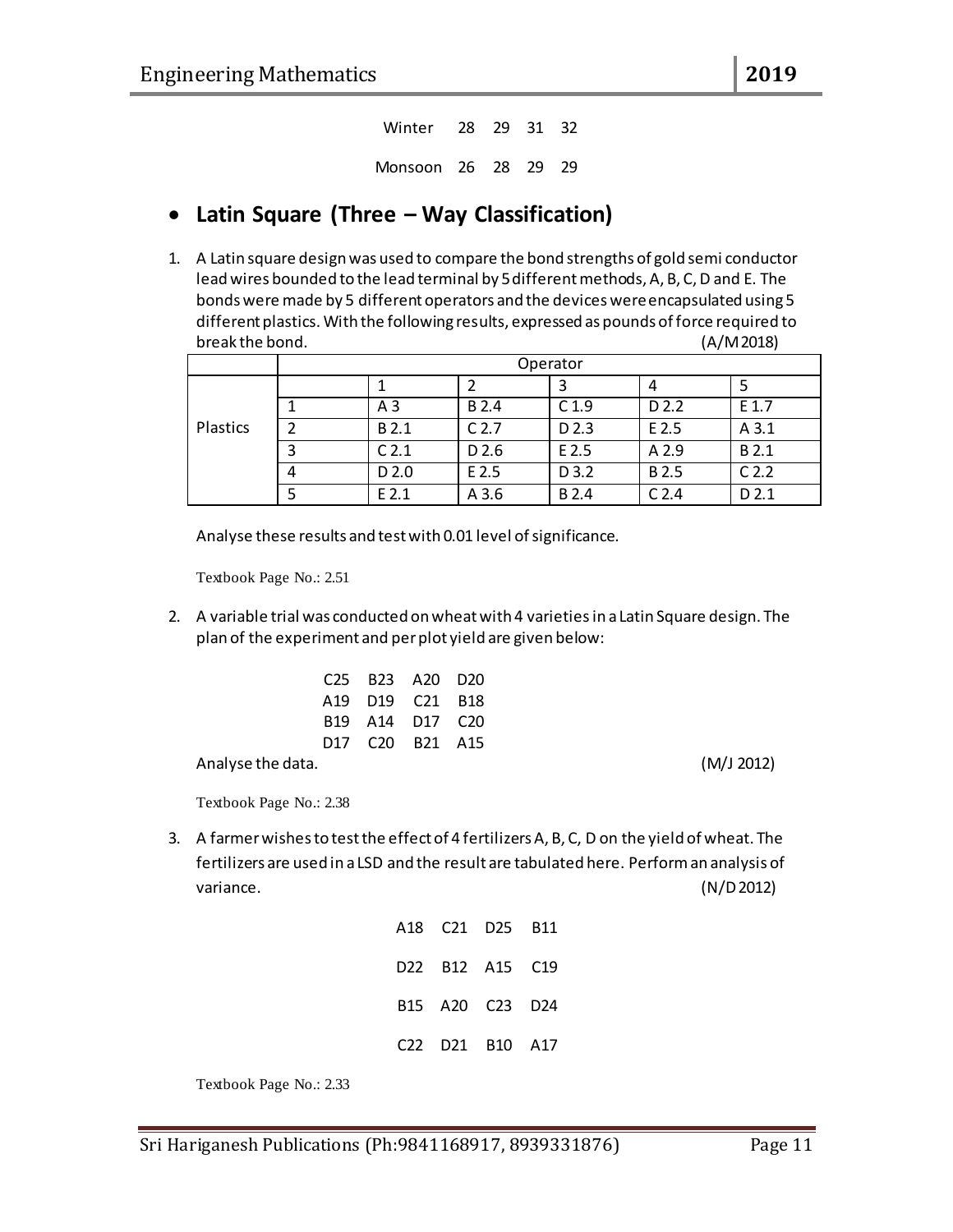Winter 28 29 31 32

Monsoon 26 28 29 29

- **Latin Square (Three – Way Classification)**

1. A Latin square design was used to compare the bond strengths of gold semi conductor lead wires bounded to the lead terminal by 5 different methods, A, B, C, D and E. The bonds were made by 5 different operators and the devices were encapsulated using 5 different plastics. With the following results, expressed as pounds of force required to break the bond. (A/M 2018)

| | Operator | | | | | |
|---|---|---|---|---|---|---|
| Plastics | | 1 | 2 | 3 | 4 | 5 |
| | 1 | A 3 | B 2.4 | C 1.9 | D 2.2 | E 1.7 |
| | 2 | B 2.1 | C 2.7 | D 2.3 | E 2.5 | A 3.1 |
| | 3 | C 2.1 | D 2.6 | E 2.5 | A 2.9 | B 2.1 |
| | 4 | D 2.0 | E 2.5 | D 3.2 | B 2.5 | C 2.2 |
| | 5 | E 2.1 | A 3.6 | B 2.4 | C 2.4 | D 2.1 |

Analyse these results and test with 0.01 level of significance.

Textbook Page No.: 2.51

2. A variable trial was conducted on wheat with 4 varieties in a Latin Square design. The plan of the experiment and per plot yield are given below:

| | | | |
|---|---|---|---|
| C25 | B23 | A20 | D20 |
| A19 | D19 | C21 | B18 |
| B19 | A14 | D17 | C20 |
| D17 | C20 | B21 | A15 |

Analyse the data. (M/J 2012)

Textbook Page No.: 2.38

3. A farmer wishes to test the effect of 4 fertilizers A, B, C, D on the yield of wheat. The fertilizers are used in a LSD and the result are tabulated here. Perform an analysis of variance. (N/D 2012)

| | | | |
|---|---|---|---|
| A18 | C21 | D25 | B11 |
| D22 | B12 | A15 | C19 |
| B15 | A20 | C23 | D24 |
| C22 | D21 | B10 | A17 |

Textbook Page No.: 2.33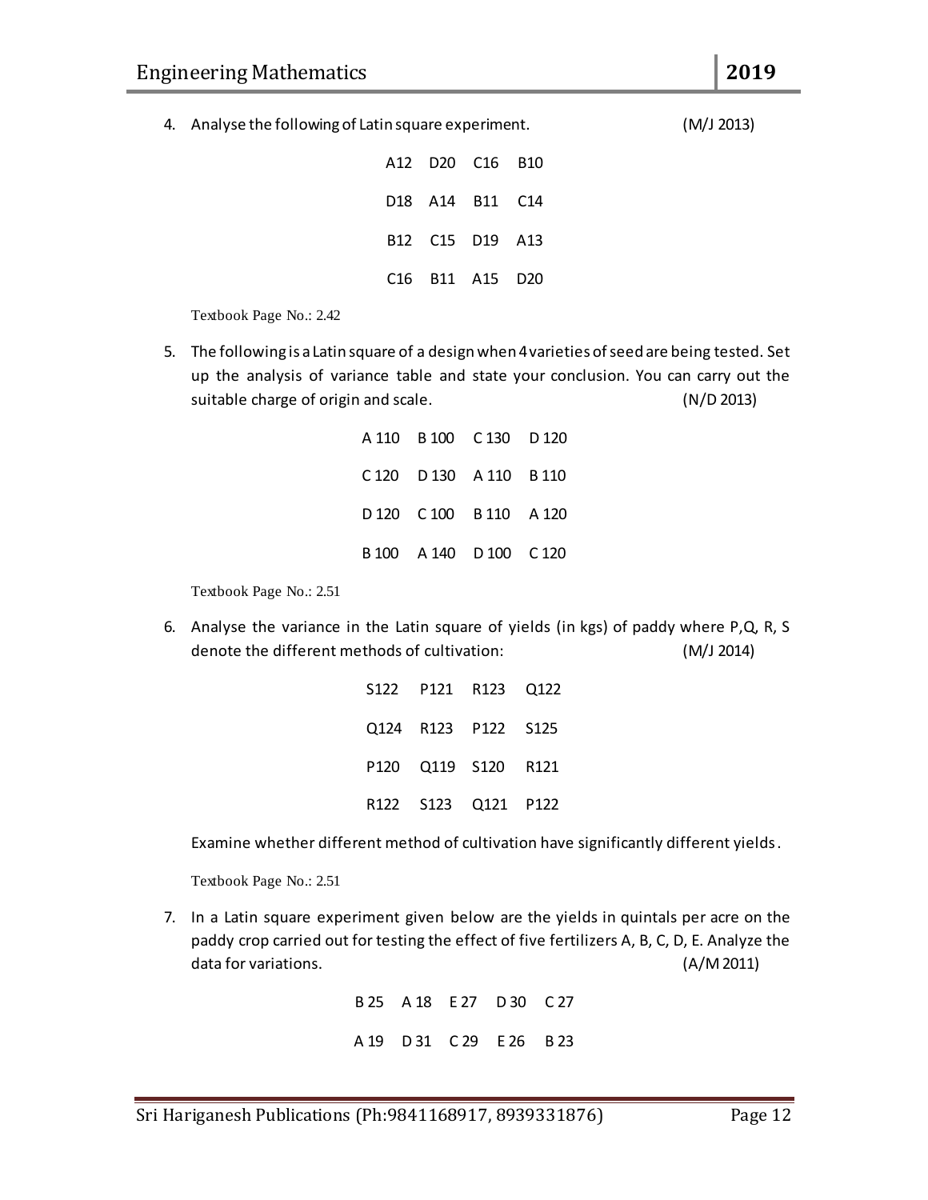4. Analyse the following of Latin square experiment. (M/J 2013)

| | | | |
|---|---|---|---|
| A12 | D20 | C16 | B10 |
| D18 | A14 | B11 | C14 |
| B12 | C15 | D19 | A13 |
| C16 | B11 | A15 | D20 |

Textbook Page No.: 2.42

5. The following is a Latin square of a design when 4 varieties of seed are being tested. Set up the analysis of variance table and state your conclusion. You can carry out the suitable charge of origin and scale. (N/D 2013)

| | | | |
|---|---|---|---|
| A 110 | B 100 | C 130 | D 120 |
| C 120 | D 130 | A 110 | B 110 |
| D 120 | C 100 | B 110 | A 120 |
| B 100 | A 140 | D 100 | C 120 |

Textbook Page No.: 2.51

6. Analyse the variance in the Latin square of yields (in kgs) of paddy where P,Q, R, S denote the different methods of cultivation: (M/J 2014)

| | | | |
|---|---|---|---|
| S122 | P121 | R123 | Q122 |
| Q124 | R123 | P122 | S125 |
| P120 | Q119 | S120 | R121 |
| R122 | S123 | Q121 | P122 |

Examine whether different method of cultivation have significantly different yields.

Textbook Page No.: 2.51

7. In a Latin square experiment given below are the yields in quintals per acre on the paddy crop carried out for testing the effect of five fertilizers A, B, C, D, E. Analyze the data for variations. (A/M 2011)

| | | | | |
|---|---|---|---|---|
| B 25 | A 18 | E 27 | D 30 | C 27 |
| A 19 | D 31 | C 29 | E 26 | B 23 |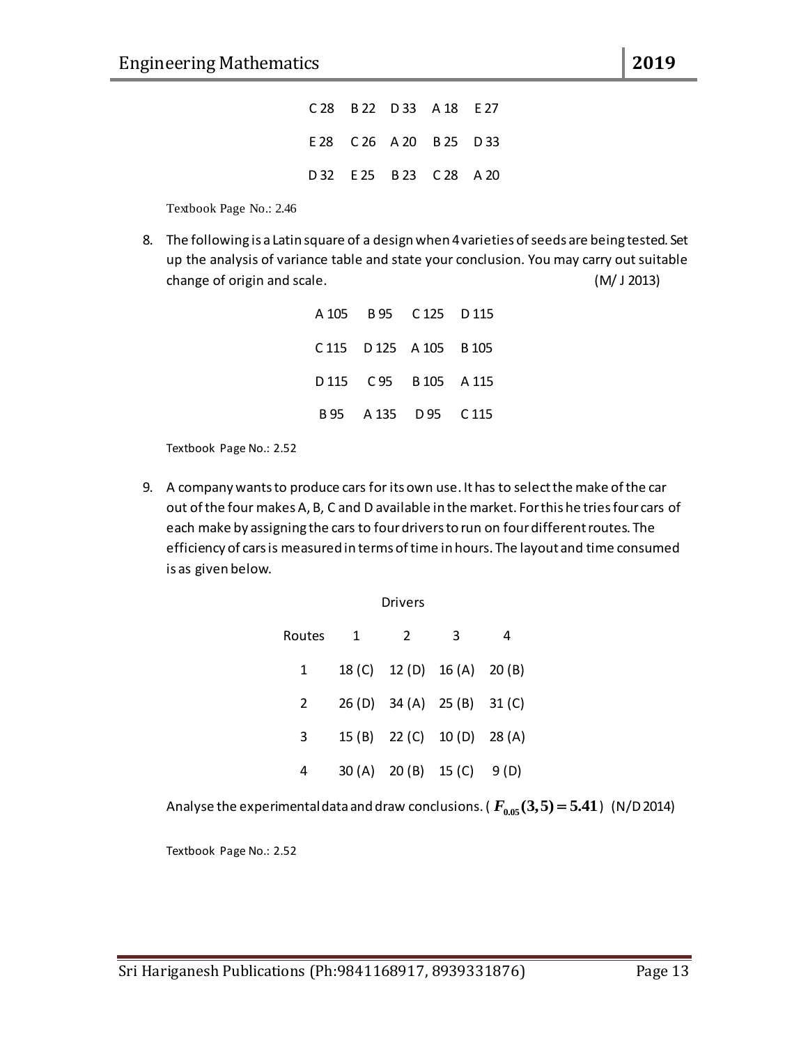| | | | | |
|---|---|---|---|---|
| C 28 | B 22 | D 33 | A 18 | E 27 |
| E 28 | C 26 | A 20 | B 25 | D 33 |
| D 32 | E 25 | B 23 | C 28 | A 20 |

Textbook Page No.: 2.46

8. The following is a Latin square of a design when 4 varieties of seeds are being tested. Set up the analysis of variance table and state your conclusion. You may carry out suitable change of origin and scale. (M/ J 2013)

| | | | |
|---|---|---|---|
| A 105 | B 95 | C 125 | D 115 |
| C 115 | D 125 | A 105 | B 105 |
| D 115 | C 95 | B 105 | A 115 |
| B 95 | A 135 | D 95 | C 115 |

Textbook Page No.: 2.52

9. A company wants to produce cars for its own use. It has to select the make of the car out of the four makes A, B, C and D available in the market. For this he tries four cars of each make by assigning the cars to four drivers to run on four different routes. The efficiency of cars is measured in terms of time in hours. The layout and time consumed is as given below.

| | Drivers | | | |
|---|---|---|---|---|
| Routes | 1 | 2 | 3 | 4 |
| 1 | 18 (C) | 12 (D) | 16 (A) | 20 (B) |
| 2 | 26 (D) | 34 (A) | 25 (B) | 31 (C) |
| 3 | 15 (B) | 22 (C) | 10 (D) | 28 (A) |
| 4 | 30 (A) | 20 (B) | 15 (C) | 9 (D) |

Analyse the experimental data and draw conclusions. ( $F_{0.05}(3,5) = 5.41$ ) (N/D 2014)

Textbook Page No.: 2.52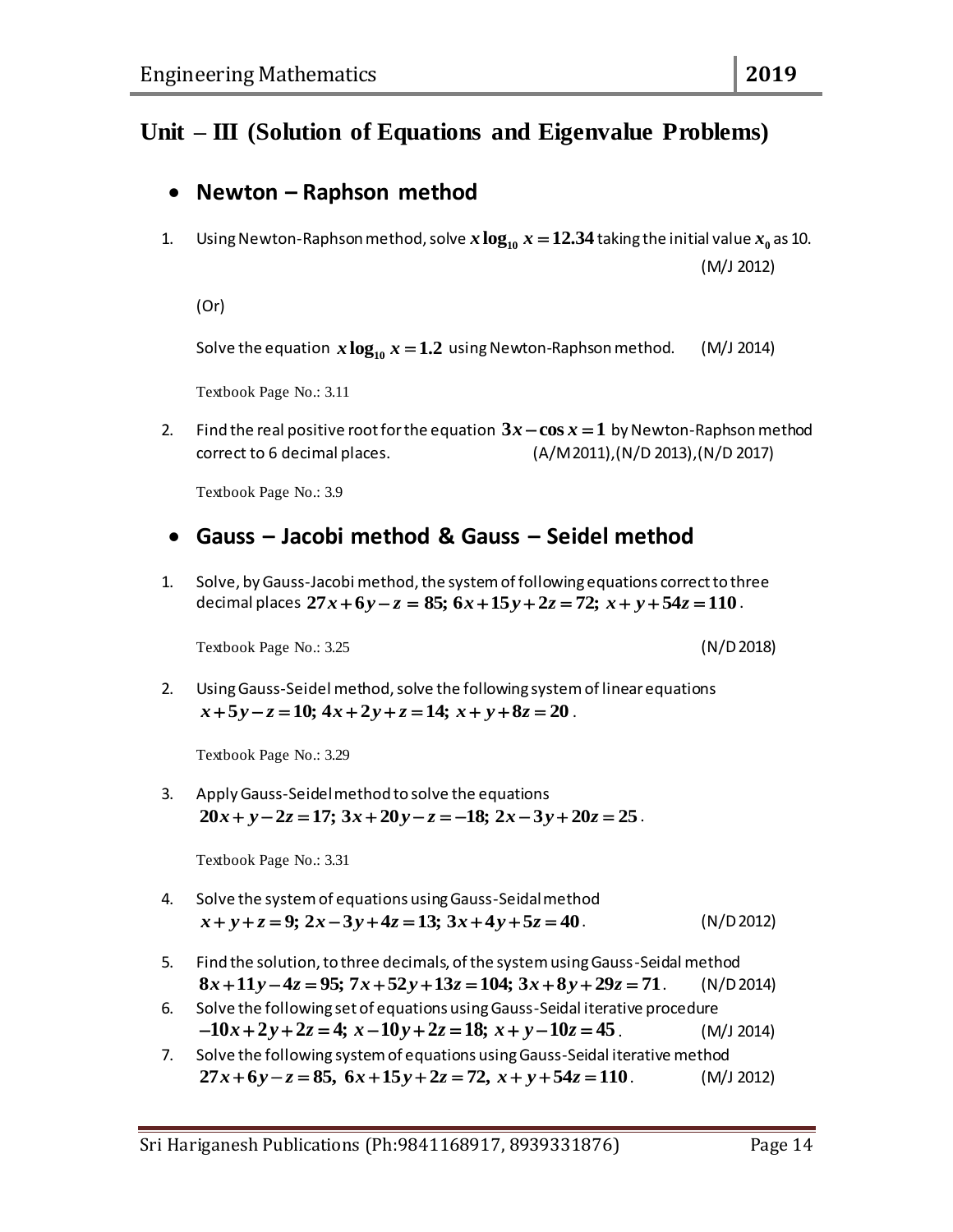## Unit – III (Solution of Equations and Eigenvalue Problems)

### • Newton – Raphson method

1. Using Newton-Raphson method, solve $x\log_{10} x = 12.34$ taking the initial value $x_0$ as 10. (M/J 2012)

   (Or)

   Solve the equation $x\log_{10} x = 1.2$ using Newton-Raphson method. (M/J 2014)

   Textbook Page No.: 3.11

2. Find the real positive root for the equation $3x - \cos x = 1$ by Newton-Raphson method correct to 6 decimal places. (A/M 2011),(N/D 2013),(N/D 2017)

   Textbook Page No.: 3.9

### • Gauss – Jacobi method & Gauss – Seidel method

1. Solve, by Gauss-Jacobi method, the system of following equations correct to three decimal places $27x + 6y - z = 85;\ 6x + 15y + 2z = 72;\ x + y + 54z = 110$.

   Textbook Page No.: 3.25 (N/D 2018)

2. Using Gauss-Seidel method, solve the following system of linear equations $x + 5y - z = 10;\ 4x + 2y + z = 14;\ x + y + 8z = 20$.

   Textbook Page No.: 3.29

3. Apply Gauss-Seidel method to solve the equations $20x + y - 2z = 17;\ 3x + 20y - z = -18;\ 2x - 3y + 20z = 25$.

   Textbook Page No.: 3.31

4. Solve the system of equations using Gauss-Seidal method $x + y + z = 9;\ 2x - 3y + 4z = 13;\ 3x + 4y + 5z = 40$. (N/D 2012)

5. Find the solution, to three decimals, of the system using Gauss-Seidal method $8x + 11y - 4z = 95;\ 7x + 52y + 13z = 104;\ 3x + 8y + 29z = 71$. (N/D 2014)

6. Solve the following set of equations using Gauss-Seidal iterative procedure $-10x + 2y + 2z = 4;\ x - 10y + 2z = 18;\ x + y - 10z = 45$. (M/J 2014)

7. Solve the following system of equations using Gauss-Seidal iterative method $27x + 6y - z = 85,\ 6x + 15y + 2z = 72,\ x + y + 54z = 110$. (M/J 2012)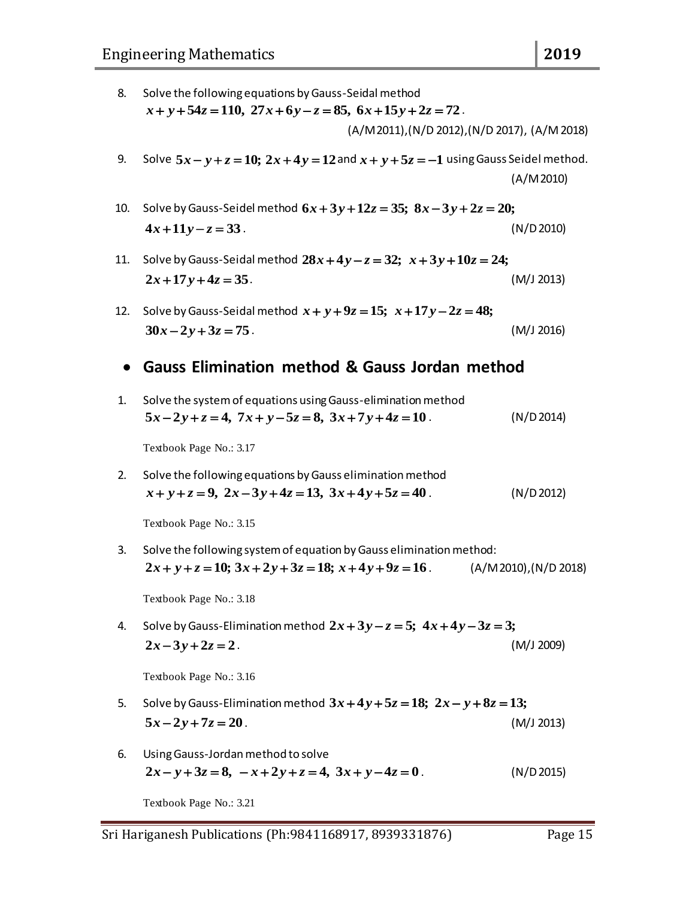8. Solve the following equations by Gauss-Seidal method
   $x + y + 54z = 110,\ 27x + 6y - z = 85,\ 6x + 15y + 2z = 72$.
   (A/M 2011),(N/D 2012),(N/D 2017), (A/M 2018)

9. Solve $5x - y + z = 10;\ 2x + 4y = 12$ and $x + y + 5z = -1$ using Gauss Seidel method.
   (A/M 2010)

10. Solve by Gauss-Seidel method $6x + 3y + 12z = 35;\ 8x - 3y + 2z = 20;$
    $4x + 11y - z = 33$. (N/D 2010)

11. Solve by Gauss-Seidal method $28x + 4y - z = 32;\ x + 3y + 10z = 24;$
    $2x + 17y + 4z = 35$. (M/J 2013)

12. Solve by Gauss-Seidal method $x + y + 9z = 15;\ x + 17y - 2z = 48;$
    $30x - 2y + 3z = 75$. (M/J 2016)

## • Gauss Elimination method & Gauss Jordan method

1. Solve the system of equations using Gauss-elimination method
   $5x - 2y + z = 4,\ 7x + y - 5z = 8,\ 3x + 7y + 4z = 10$. (N/D 2014)

   Textbook Page No.: 3.17

2. Solve the following equations by Gauss elimination method
   $x + y + z = 9,\ 2x - 3y + 4z = 13,\ 3x + 4y + 5z = 40$. (N/D 2012)

   Textbook Page No.: 3.15

3. Solve the following system of equation by Gauss elimination method:
   $2x + y + z = 10;\ 3x + 2y + 3z = 18;\ x + 4y + 9z = 16$. (A/M 2010),(N/D 2018)

   Textbook Page No.: 3.18

4. Solve by Gauss-Elimination method $2x + 3y - z = 5;\ 4x + 4y - 3z = 3;$
   $2x - 3y + 2z = 2$. (M/J 2009)

   Textbook Page No.: 3.16

5. Solve by Gauss-Elimination method $3x + 4y + 5z = 18;\ 2x - y + 8z = 13;$
   $5x - 2y + 7z = 20$. (M/J 2013)

6. Using Gauss-Jordan method to solve
   $2x - y + 3z = 8,\ -x + 2y + z = 4,\ 3x + y - 4z = 0$. (N/D 2015)

   Textbook Page No.: 3.21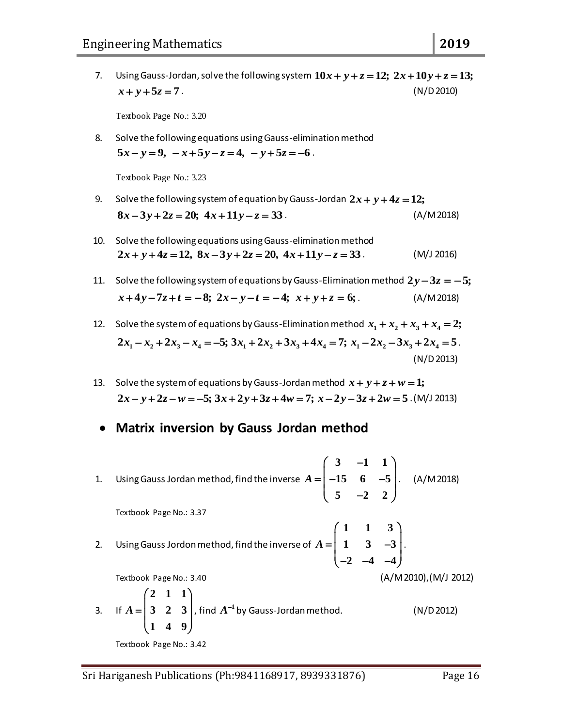7. Using Gauss-Jordan, solve the following system $10x + y + z = 12;\ 2x + 10y + z = 13;$ $x + y + 5z = 7$. (N/D 2010)

   Textbook Page No.: 3.20

8. Solve the following equations using Gauss-elimination method $5x - y = 9,\ -x + 5y - z = 4,\ -y + 5z = -6$.

   Textbook Page No.: 3.23

9. Solve the following system of equation by Gauss-Jordan $2x + y + 4z = 12;$ $8x - 3y + 2z = 20;\ 4x + 11y - z = 33$. (A/M 2018)

10. Solve the following equations using Gauss-elimination method $2x + y + 4z = 12,\ 8x - 3y + 2z = 20,\ 4x + 11y - z = 33$. (M/J 2016)

11. Solve the following system of equations by Gauss-Elimination method $2y - 3z = -5;$ $x + 4y - 7z + t = -8;\ 2x - y - t = -4;\ x + y + z = 6;$. (A/M 2018)

12. Solve the system of equations by Gauss-Elimination method $x_1 + x_2 + x_3 + x_4 = 2;$ $2x_1 - x_2 + 2x_3 - x_4 = -5;\ 3x_1 + 2x_2 + 3x_3 + 4x_4 = 7;\ x_1 - 2x_2 - 3x_3 + 2x_4 = 5$. (N/D 2013)

13. Solve the system of equations by Gauss-Jordan method $x + y + z + w = 1;$ $2x - y + 2z - w = -5;\ 3x + 2y + 3z + 4w = 7;\ x - 2y - 3z + 2w = 5$. (M/J 2013)

- **Matrix inversion by Gauss Jordan method**

1. Using Gauss Jordan method, find the inverse $A = \begin{pmatrix} 3 & -1 & 1 \\ -15 & 6 & -5 \\ 5 & -2 & 2 \end{pmatrix}$. (A/M 2018)

   Textbook Page No.: 3.37

2. Using Gauss Jordon method, find the inverse of $A = \begin{pmatrix} 1 & 1 & 3 \\ 1 & 3 & -3 \\ -2 & -4 & -4 \end{pmatrix}$.

   Textbook Page No.: 3.40 (A/M 2010), (M/J 2012)

3. If $A = \begin{pmatrix} 2 & 1 & 1 \\ 3 & 2 & 3 \\ 1 & 4 & 9 \end{pmatrix}$, find $A^{-1}$ by Gauss-Jordan method. (N/D 2012)

   Textbook Page No.: 3.42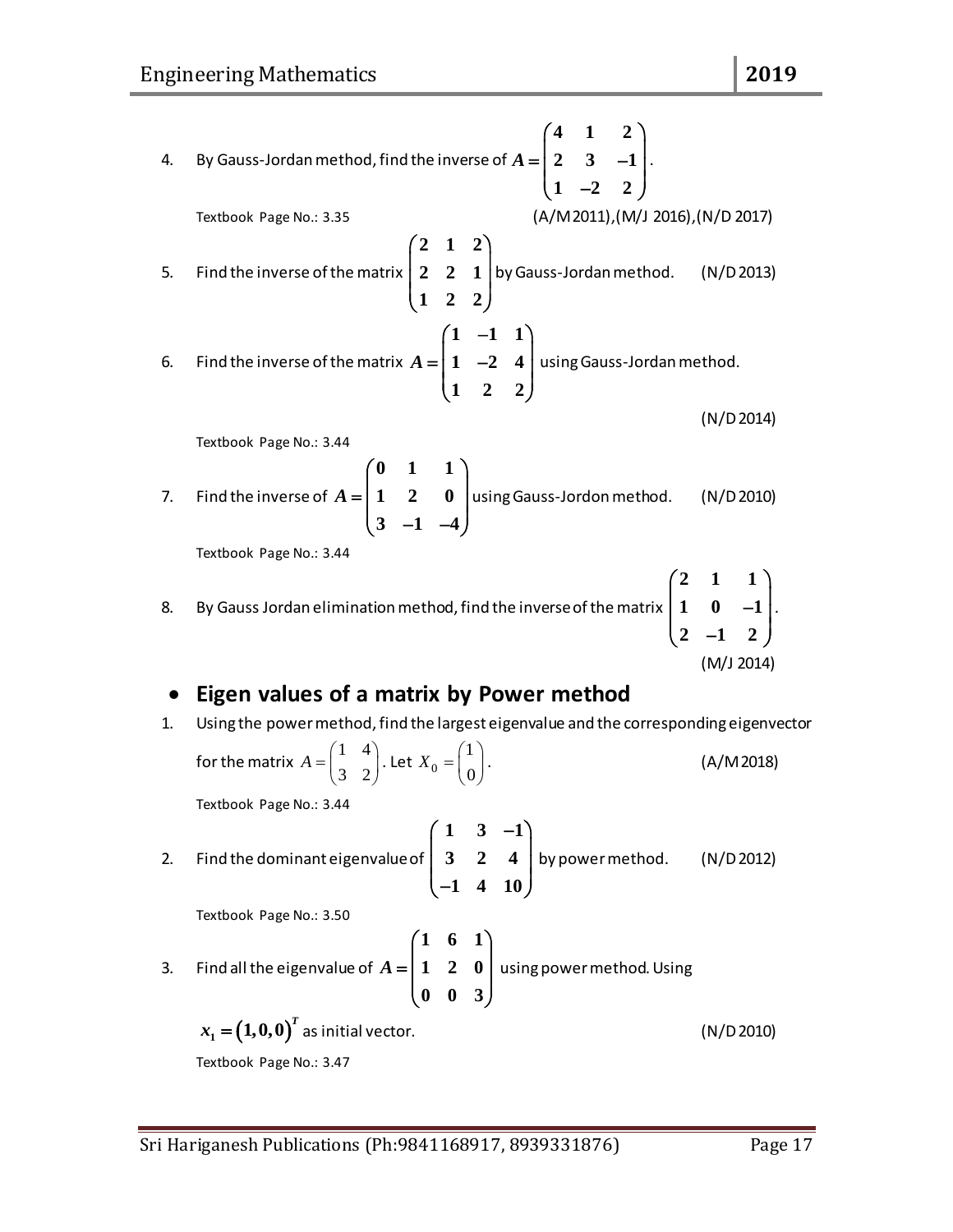4. By Gauss-Jordan method, find the inverse of $A = \begin{pmatrix} 4 & 1 & 2 \\ 2 & 3 & -1 \\ 1 & -2 & 2 \end{pmatrix}$.

   Textbook Page No.: 3.35 (A/M 2011),(M/J 2016),(N/D 2017)

5. Find the inverse of the matrix $\begin{pmatrix} 2 & 1 & 2 \\ 2 & 2 & 1 \\ 1 & 2 & 2 \end{pmatrix}$ by Gauss-Jordan method. (N/D 2013)

6. Find the inverse of the matrix $A = \begin{pmatrix} 1 & -1 & 1 \\ 1 & -2 & 4 \\ 1 & 2 & 2 \end{pmatrix}$ using Gauss-Jordan method.

   (N/D 2014)

   Textbook Page No.: 3.44

7. Find the inverse of $A = \begin{pmatrix} 0 & 1 & 1 \\ 1 & 2 & 0 \\ 3 & -1 & -4 \end{pmatrix}$ using Gauss-Jordon method. (N/D 2010)

   Textbook Page No.: 3.44

8. By Gauss Jordan elimination method, find the inverse of the matrix $\begin{pmatrix} 2 & 1 & 1 \\ 1 & 0 & -1 \\ 2 & -1 & 2 \end{pmatrix}$.

   (M/J 2014)

- **Eigen values of a matrix by Power method**

1. Using the power method, find the largest eigenvalue and the corresponding eigenvector for the matrix $A = \begin{pmatrix} 1 & 4 \\ 3 & 2 \end{pmatrix}$. Let $X_0 = \begin{pmatrix} 1 \\ 0 \end{pmatrix}$. (A/M 2018)

   Textbook Page No.: 3.44

2. Find the dominant eigenvalue of $\begin{pmatrix} 1 & 3 & -1 \\ 3 & 2 & 4 \\ -1 & 4 & 10 \end{pmatrix}$ by power method. (N/D 2012)

   Textbook Page No.: 3.50

3. Find all the eigenvalue of $A = \begin{pmatrix} 1 & 6 & 1 \\ 1 & 2 & 0 \\ 0 & 0 & 3 \end{pmatrix}$ using power method. Using $x_1 = (1,0,0)^T$ as initial vector. (N/D 2010)

   Textbook Page No.: 3.47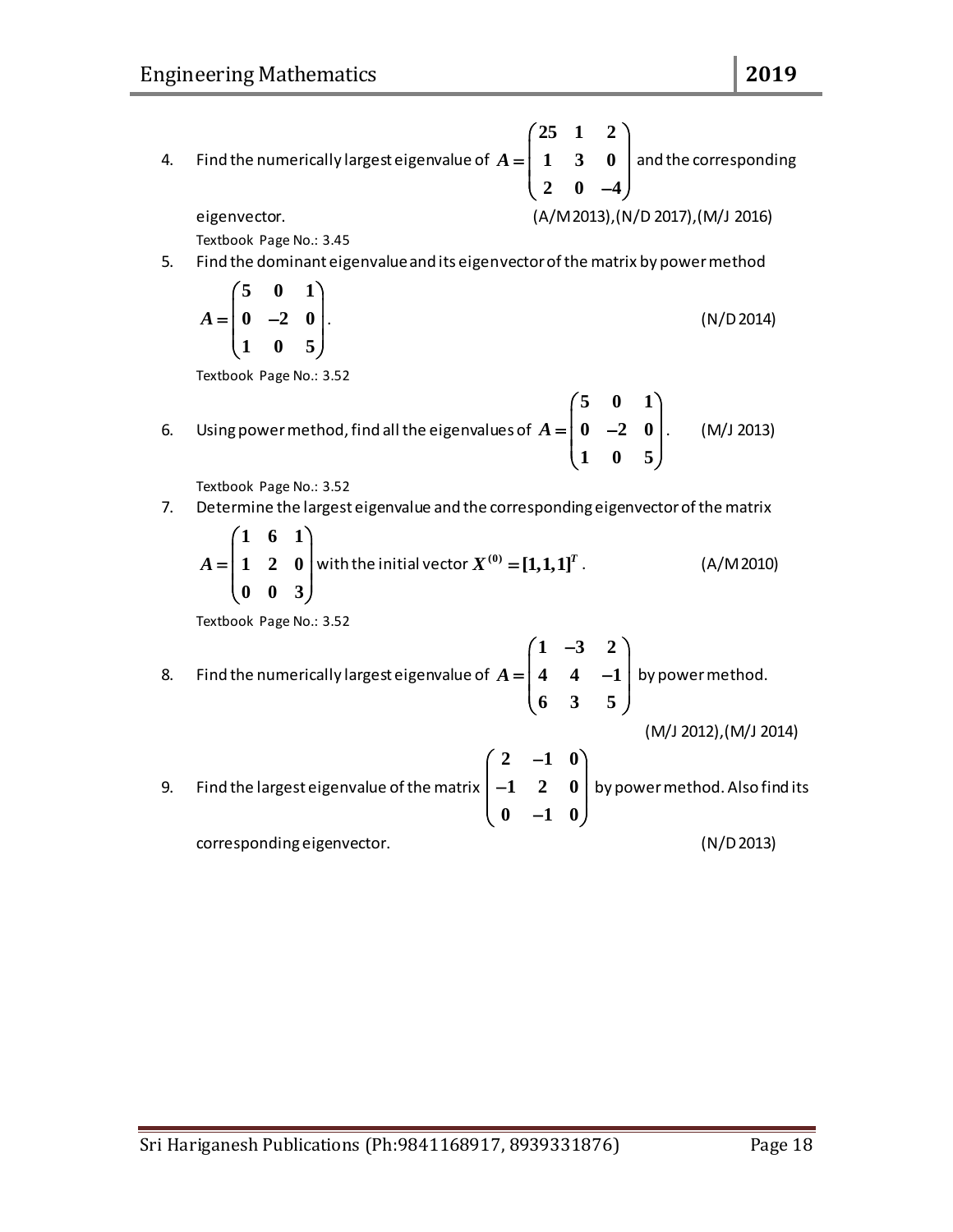4. Find the numerically largest eigenvalue of $A = \begin{pmatrix} 25 & 1 & 2 \\ 1 & 3 & 0 \\ 2 & 0 & -4 \end{pmatrix}$ and the corresponding eigenvector. (A/M 2013),(N/D 2017),(M/J 2016)

   Textbook Page No.: 3.45

5. Find the dominant eigenvalue and its eigenvector of the matrix by power method

   $$A = \begin{pmatrix} 5 & 0 & 1 \\ 0 & -2 & 0 \\ 1 & 0 & 5 \end{pmatrix}.$$ (N/D 2014)

   Textbook Page No.: 3.52

6. Using power method, find all the eigenvalues of $A = \begin{pmatrix} 5 & 0 & 1 \\ 0 & -2 & 0 \\ 1 & 0 & 5 \end{pmatrix}$. (M/J 2013)

   Textbook Page No.: 3.52

7. Determine the largest eigenvalue and the corresponding eigenvector of the matrix

   $A = \begin{pmatrix} 1 & 6 & 1 \\ 1 & 2 & 0 \\ 0 & 0 & 3 \end{pmatrix}$ with the initial vector $X^{(0)} = [1,1,1]^T$. (A/M 2010)

   Textbook Page No.: 3.52

8. Find the numerically largest eigenvalue of $A = \begin{pmatrix} 1 & -3 & 2 \\ 4 & 4 & -1 \\ 6 & 3 & 5 \end{pmatrix}$ by power method.

   (M/J 2012),(M/J 2014)

9. Find the largest eigenvalue of the matrix $\begin{pmatrix} 2 & -1 & 0 \\ -1 & 2 & 0 \\ 0 & -1 & 0 \end{pmatrix}$ by power method. Also find its corresponding eigenvector. (N/D 2013)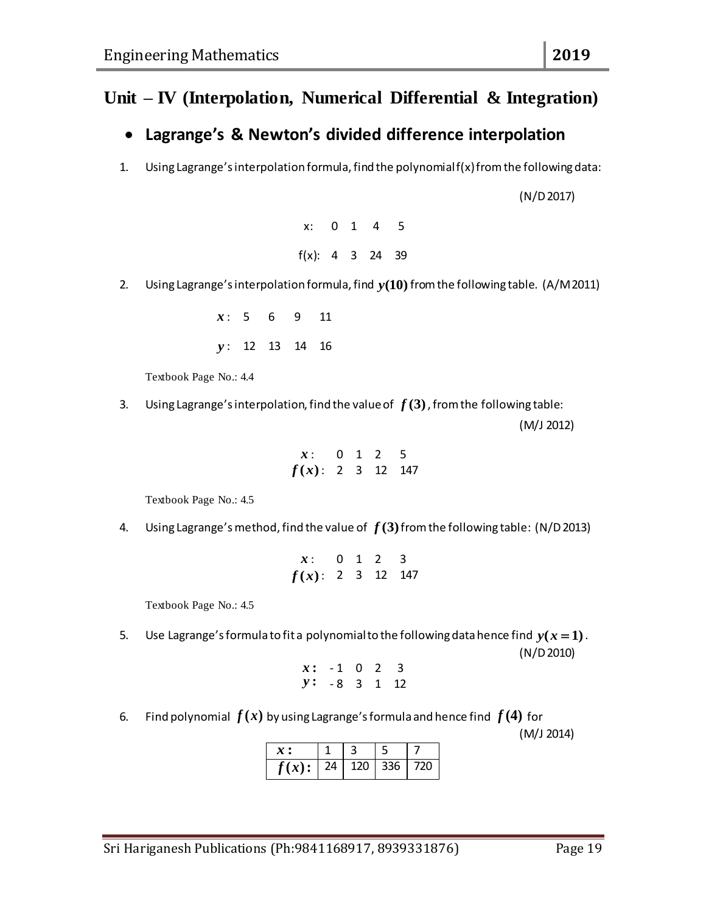## Unit – IV (Interpolation, Numerical Differential & Integration)

- ### Lagrange's & Newton's divided difference interpolation

1. Using Lagrange's interpolation formula, find the polynomial f(x) from the following data: (N/D 2017)

| x: | 0 | 1 | 4 | 5 |
|---|---|---|---|---|
| f(x): | 4 | 3 | 24 | 39 |

2. Using Lagrange's interpolation formula, find $y(10)$ from the following table. (A/M 2011)

| $x$: | 5 | 6 | 9 | 11 |
|---|---|---|---|---|
| $y$: | 12 | 13 | 14 | 16 |

Textbook Page No.: 4.4

3. Using Lagrange's interpolation, find the value of $f(3)$, from the following table: (M/J 2012)

| $x$: | 0 | 1 | 2 | 5 |
|---|---|---|---|---|
| $f(x)$: | 2 | 3 | 12 | 147 |

Textbook Page No.: 4.5

4. Using Lagrange's method, find the value of $f(3)$ from the following table: (N/D 2013)

| $x$: | 0 | 1 | 2 | 3 |
|---|---|---|---|---|
| $f(x)$: | 2 | 3 | 12 | 147 |

Textbook Page No.: 4.5

5. Use Lagrange's formula to fit a polynomial to the following data hence find $y(x=1)$. (N/D 2010)

| $x$: | -1 | 0 | 2 | 3 |
|---|---|---|---|---|
| $y$: | -8 | 3 | 1 | 12 |

6. Find polynomial $f(x)$ by using Lagrange's formula and hence find $f(4)$ for (M/J 2014)

| $x$: | 1 | 3 | 5 | 7 |
|---|---|---|---|---|
| $f(x)$: | 24 | 120 | 336 | 720 |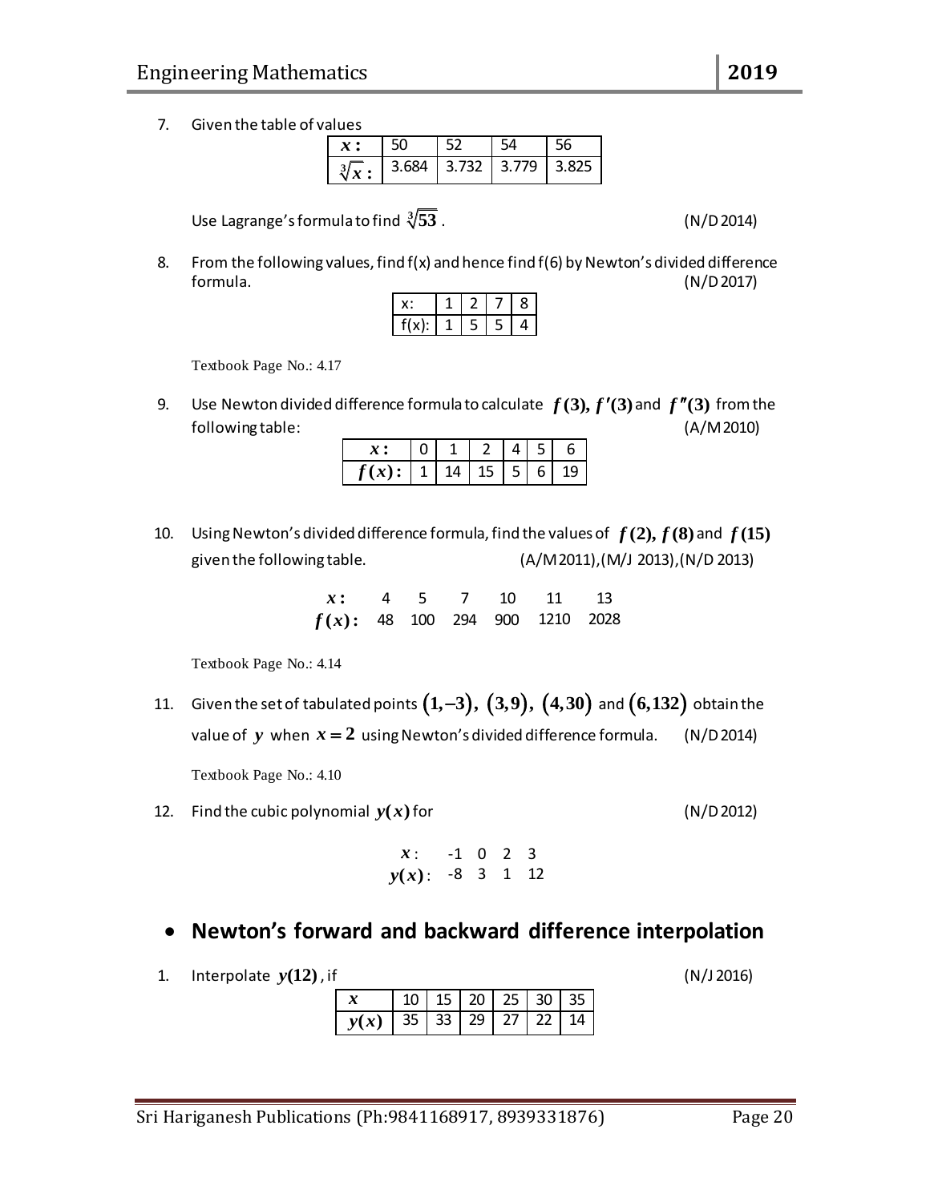7. Given the table of values

| $x:$ | 50 | 52 | 54 | 56 |
|---|---|---|---|---|
| $\sqrt[3]{x}:$ | 3.684 | 3.732 | 3.779 | 3.825 |

Use Lagrange's formula to find $\sqrt[3]{53}$. (N/D 2014)

8. From the following values, find f(x) and hence find f(6) by Newton's divided difference formula. (N/D 2017)

| x: | 1 | 2 | 7 | 8 |
|---|---|---|---|---|
| f(x): | 1 | 5 | 5 | 4 |

Textbook Page No.: 4.17

9. Use Newton divided difference formula to calculate $f(3), f'(3)$ and $f''(3)$ from the following table: (A/M 2010)

| $x:$ | 0 | 1 | 2 | 4 | 5 | 6 |
|---|---|---|---|---|---|---|
| $f(x):$ | 1 | 14 | 15 | 5 | 6 | 19 |

10. Using Newton's divided difference formula, find the values of $f(2), f(8)$ and $f(15)$ given the following table. (A/M 2011),(M/J 2013),(N/D 2013)

| $x:$ | 4 | 5 | 7 | 10 | 11 | 13 |
|---|---|---|---|---|---|---|
| $f(x):$ | 48 | 100 | 294 | 900 | 1210 | 2028 |

Textbook Page No.: 4.14

11. Given the set of tabulated points $(1,-3)$, $(3,9)$, $(4,30)$ and $(6,132)$ obtain the value of $y$ when $x = 2$ using Newton's divided difference formula. (N/D 2014)

Textbook Page No.: 4.10

12. Find the cubic polynomial $y(x)$ for (N/D 2012)

| $x$: | -1 | 0 | 2 | 3 |
|---|---|---|---|---|
| $y(x)$: | -8 | 3 | 1 | 12 |

- **Newton's forward and backward difference interpolation**

1. Interpolate $y(12)$, if (N/J 2016)

| $x$ | 10 | 15 | 20 | 25 | 30 | 35 |
|---|---|---|---|---|---|---|
| $y(x)$ | 35 | 33 | 29 | 27 | 22 | 14 |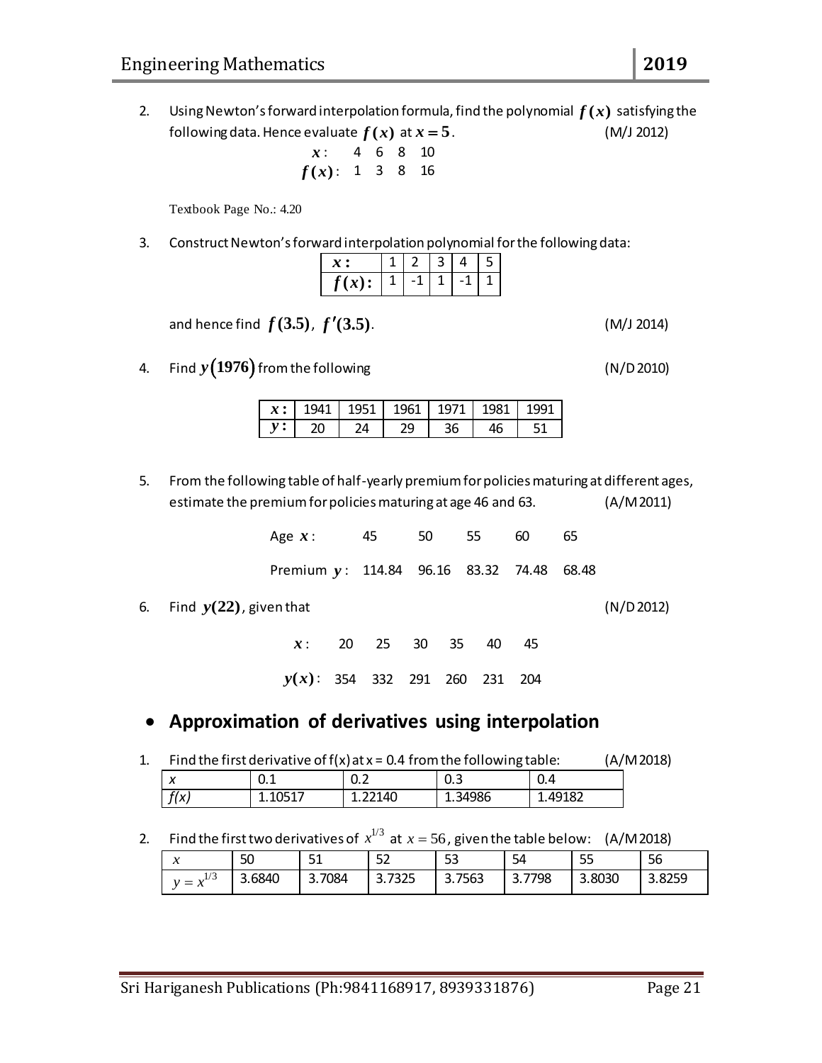2. Using Newton's forward interpolation formula, find the polynomial $f(x)$ satisfying the following data. Hence evaluate $f(x)$ at $x = 5$. (M/J 2012)

| $x$: | 4 | 6 | 8 | 10 |
|---|---|---|---|---|
| $f(x)$: | 1 | 3 | 8 | 16 |

Textbook Page No.: 4.20

3. Construct Newton's forward interpolation polynomial for the following data:

| $x$: | 1 | 2 | 3 | 4 | 5 |
|---|---|---|---|---|---|
| $f(x)$: | 1 | -1 | 1 | -1 | 1 |

and hence find $f(3.5)$, $f'(3.5)$. (M/J 2014)

4. Find $y(1976)$ from the following (N/D 2010)

| $x$: | 1941 | 1951 | 1961 | 1971 | 1981 | 1991 |
|---|---|---|---|---|---|---|
| $y$: | 20 | 24 | 29 | 36 | 46 | 51 |

5. From the following table of half-yearly premium for policies maturing at different ages, estimate the premium for policies maturing at age 46 and 63. (A/M 2011)

| Age $x$: | 45 | 50 | 55 | 60 | 65 |
|---|---|---|---|---|---|
| Premium $y$: | 114.84 | 96.16 | 83.32 | 74.48 | 68.48 |

6. Find $y(22)$, given that (N/D 2012)

| $x$: | 20 | 25 | 30 | 35 | 40 | 45 |
|---|---|---|---|---|---|---|
| $y(x)$: | 354 | 332 | 291 | 260 | 231 | 204 |

- **Approximation of derivatives using interpolation**

1. Find the first derivative of f(x) at x = 0.4 from the following table: (A/M 2018)

| $x$ | 0.1 | 0.2 | 0.3 | 0.4 |
|---|---|---|---|---|
| $f(x)$ | 1.10517 | 1.22140 | 1.34986 | 1.49182 |

2. Find the first two derivatives of $x^{1/3}$ at $x = 56$, given the table below: (A/M 2018)

| $x$ | 50 | 51 | 52 | 53 | 54 | 55 | 56 |
|---|---|---|---|---|---|---|---|
| $y = x^{1/3}$ | 3.6840 | 3.7084 | 3.7325 | 3.7563 | 3.7798 | 3.8030 | 3.8259 |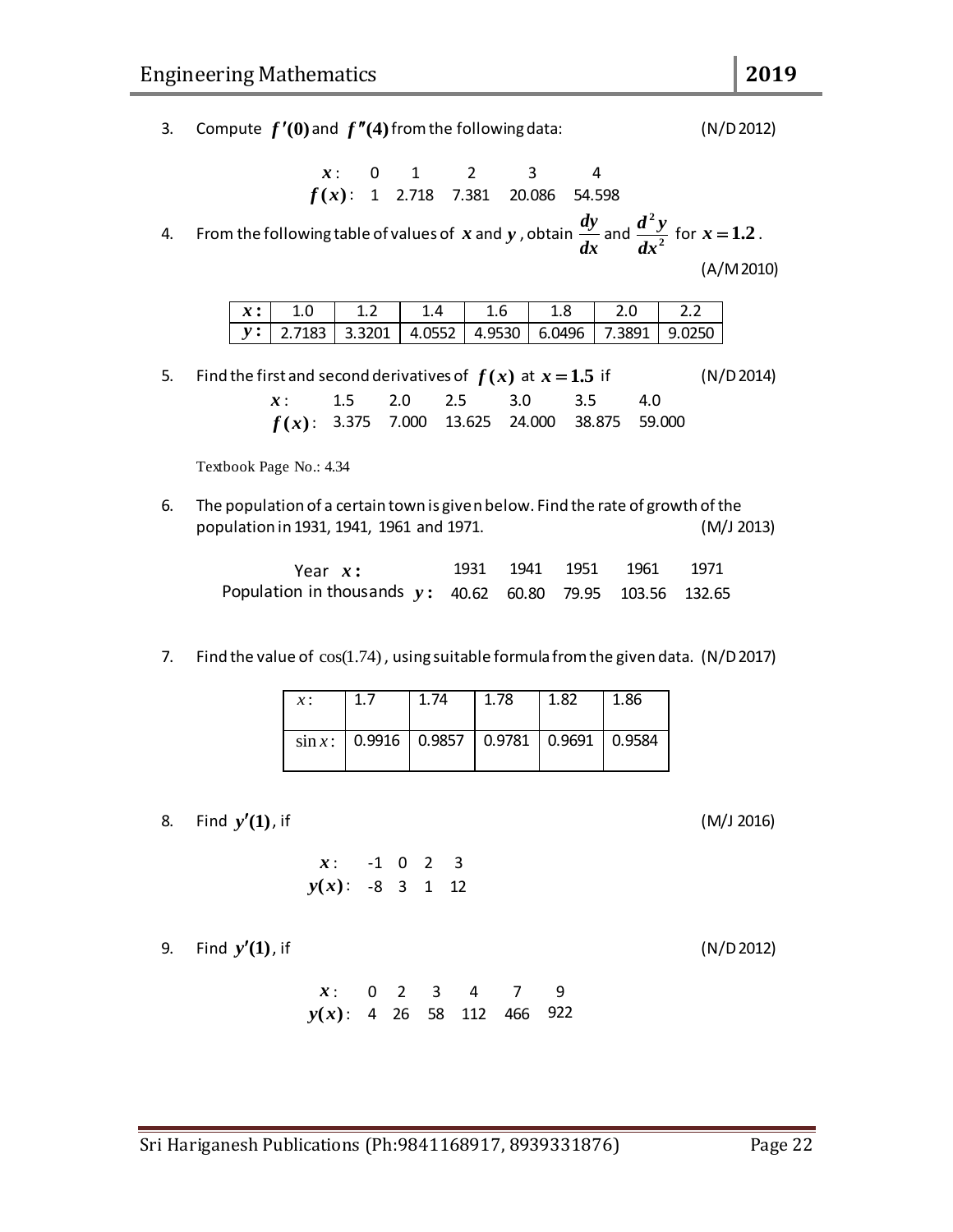3. Compute $f'(0)$ and $f''(4)$ from the following data: (N/D 2012)

| $x$: | 0 | 1 | 2 | 3 | 4 |
|---|---|---|---|---|---|
| $f(x)$: | 1 | 2.718 | 7.381 | 20.086 | 54.598 |

4. From the following table of values of $x$ and $y$, obtain $\frac{dy}{dx}$ and $\frac{d^2y}{dx^2}$ for $x = 1.2$. (A/M 2010)

| $x$: | 1.0 | 1.2 | 1.4 | 1.6 | 1.8 | 2.0 | 2.2 |
|---|---|---|---|---|---|---|---|
| $y$: | 2.7183 | 3.3201 | 4.0552 | 4.9530 | 6.0496 | 7.3891 | 9.0250 |

5. Find the first and second derivatives of $f(x)$ at $x = 1.5$ if (N/D 2014)

| $x$: | 1.5 | 2.0 | 2.5 | 3.0 | 3.5 | 4.0 |
|---|---|---|---|---|---|---|
| $f(x)$: | 3.375 | 7.000 | 13.625 | 24.000 | 38.875 | 59.000 |

Textbook Page No.: 4.34

6. The population of a certain town is given below. Find the rate of growth of the population in 1931, 1941, 1961 and 1971. (M/J 2013)

| Year $x$: | 1931 | 1941 | 1951 | 1961 | 1971 |
|---|---|---|---|---|---|
| Population in thousands $y$: | 40.62 | 60.80 | 79.95 | 103.56 | 132.65 |

7. Find the value of $\cos(1.74)$, using suitable formula from the given data. (N/D 2017)

| $x$: | 1.7 | 1.74 | 1.78 | 1.82 | 1.86 |
|---|---|---|---|---|---|
| $\sin x$: | 0.9916 | 0.9857 | 0.9781 | 0.9691 | 0.9584 |

8. Find $y'(1)$, if (M/J 2016)

| $x$: | -1 | 0 | 2 | 3 |
|---|---|---|---|---|
| $y(x)$: | -8 | 3 | 1 | 12 |

9. Find $y'(1)$, if (N/D 2012)

| $x$: | 0 | 2 | 3 | 4 | 7 | 9 |
|---|---|---|---|---|---|---|
| $y(x)$: | 4 | 26 | 58 | 112 | 466 | 922 |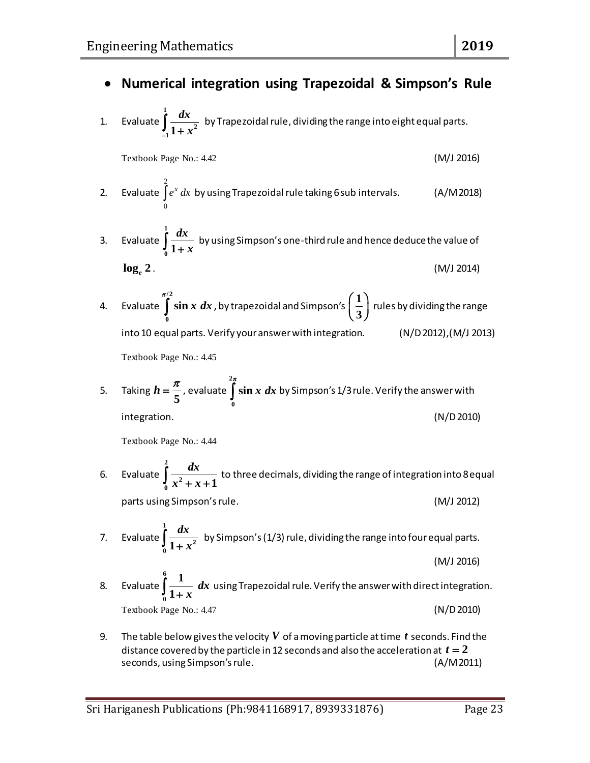- **Numerical integration using Trapezoidal & Simpson's Rule**

1. Evaluate $\int_{-1}^{1} \frac{dx}{1+x^2}$ by Trapezoidal rule, dividing the range into eight equal parts.

   Textbook Page No.: 4.42 (M/J 2016)

2. Evaluate $\int_{0}^{2} e^x \, dx$ by using Trapezoidal rule taking 6 sub intervals. (A/M 2018)

3. Evaluate $\int_{0}^{1} \frac{dx}{1+x}$ by using Simpson's one-third rule and hence deduce the value of $\log_e 2$. (M/J 2014)

4. Evaluate $\int_{0}^{\pi/2} \sin x \, dx$, by trapezoidal and Simpson's $\left(\frac{1}{3}\right)$ rules by dividing the range into 10 equal parts. Verify your answer with integration. (N/D 2012),(M/J 2013)

   Textbook Page No.: 4.45

5. Taking $h = \frac{\pi}{5}$, evaluate $\int_{0}^{2\pi} \sin x \, dx$ by Simpson's 1/3 rule. Verify the answer with integration. (N/D 2010)

   Textbook Page No.: 4.44

6. Evaluate $\int_{0}^{2} \frac{dx}{x^2+x+1}$ to three decimals, dividing the range of integration into 8 equal parts using Simpson's rule. (M/J 2012)

7. Evaluate $\int_{0}^{1} \frac{dx}{1+x^2}$ by Simpson's (1/3) rule, dividing the range into four equal parts. (M/J 2016)

8. Evaluate $\int_{0}^{6} \frac{1}{1+x} \, dx$ using Trapezoidal rule. Verify the answer with direct integration.

   Textbook Page No.: 4.47 (N/D 2010)

9. The table below gives the velocity $V$ of a moving particle at time $t$ seconds. Find the distance covered by the particle in 12 seconds and also the acceleration at $t = 2$ seconds, using Simpson's rule. (A/M 2011)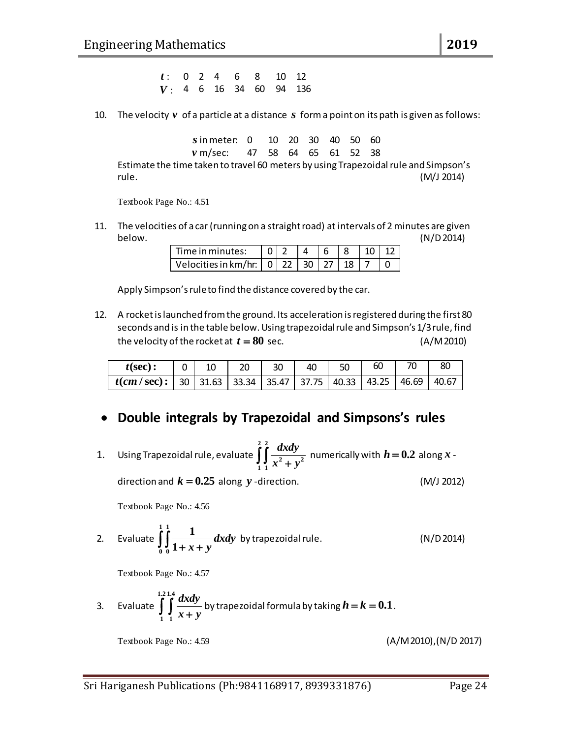| $t$: | 0 | 2 | 4 | 6 | 8 | 10 | 12 |
|---|---|---|---|---|---|---|---|
| $V$: | 4 | 6 | 16 | 34 | 60 | 94 | 136 |

10. The velocity $v$ of a particle at a distance $s$ form a point on its path is given as follows:

| $s$ in meter: | 0 | 10 | 20 | 30 | 40 | 50 | 60 |
|---|---|---|---|---|---|---|---|
| $v$ m/sec: | 47 | 58 | 64 | 65 | 61 | 52 | 38 |

Estimate the time taken to travel 60 meters by using Trapezoidal rule and Simpson's rule. (M/J 2014)

Textbook Page No.: 4.51

11. The velocities of a car (running on a straight road) at intervals of 2 minutes are given below. (N/D 2014)

| Time in minutes: | 0 | 2 | 4 | 6 | 8 | 10 | 12 |
|---|---|---|---|---|---|---|---|
| Velocities in km/hr: | 0 | 22 | 30 | 27 | 18 | 7 | 0 |

Apply Simpson's rule to find the distance covered by the car.

12. A rocket is launched from the ground. Its acceleration is registered during the first 80 seconds and is in the table below. Using trapezoidal rule and Simpson's 1/3 rule, find the velocity of the rocket at $t = 80$ sec. (A/M 2010)

| $t$(sec) : | 0 | 10 | 20 | 30 | 40 | 50 | 60 | 70 | 80 |
|---|---|---|---|---|---|---|---|---|---|
| $t(cm/\sec)$ : | 30 | 31.63 | 33.34 | 35.47 | 37.75 | 40.33 | 43.25 | 46.69 | 40.67 |

## • Double integrals by Trapezoidal and Simpsons's rules

1. Using Trapezoidal rule, evaluate $\int_1^2 \int_1^2 \frac{dxdy}{x^2 + y^2}$ numerically with $h = 0.2$ along $x$ -direction and $k = 0.25$ along $y$ -direction. (M/J 2012)

Textbook Page No.: 4.56

2. Evaluate $\int_0^1 \int_0^1 \frac{1}{1 + x + y} dxdy$ by trapezoidal rule. (N/D 2014)

Textbook Page No.: 4.57

3. Evaluate $\int_1^{1.2} \int_1^{1.4} \frac{dxdy}{x + y}$ by trapezoidal formula by taking $h = k = 0.1$.

Textbook Page No.: 4.59 (A/M 2010),(N/D 2017)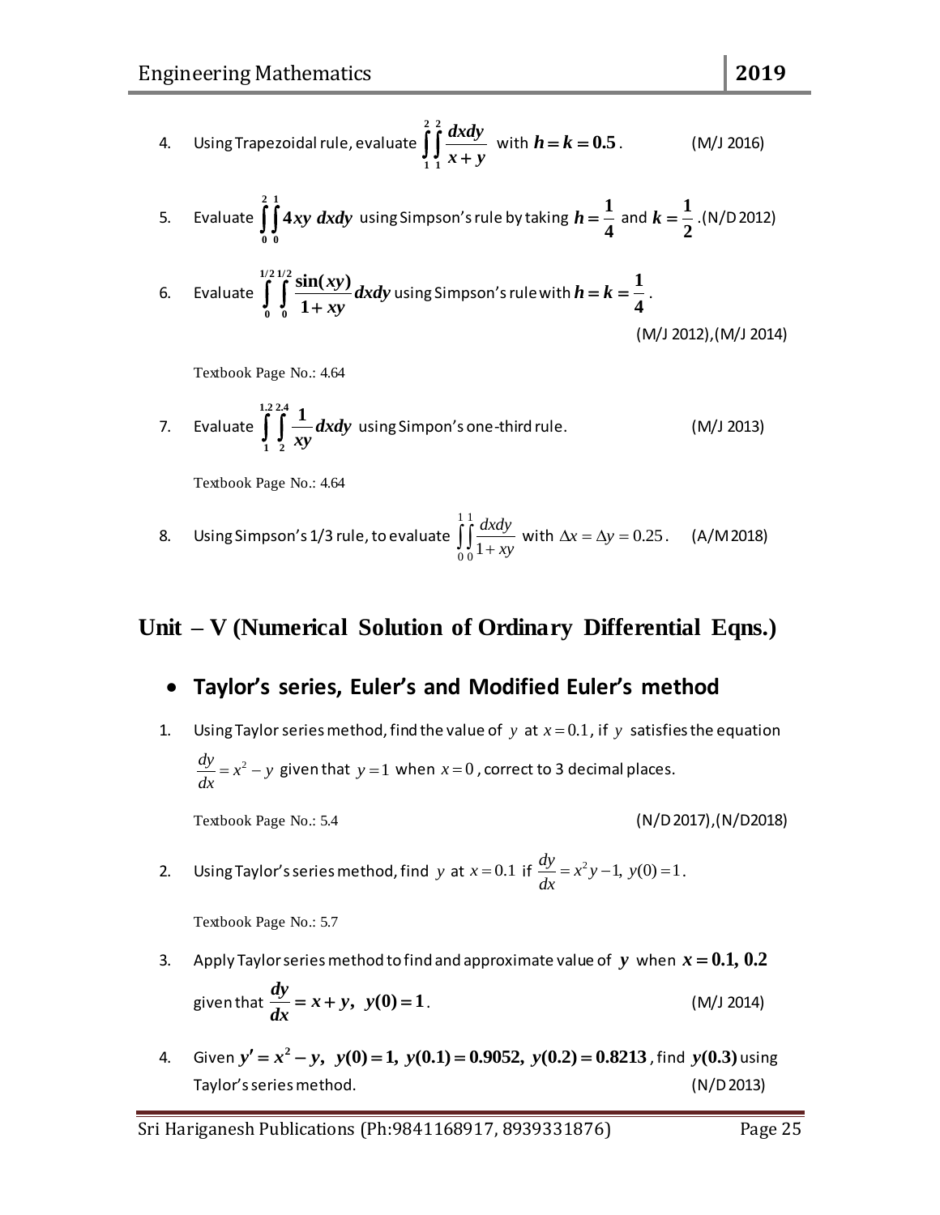4. Using Trapezoidal rule, evaluate $\int_1^2 \int_1^2 \frac{dxdy}{x+y}$ with $h = k = 0.5$. (M/J 2016)

5. Evaluate $\int_0^2 \int_0^1 4xy\ dxdy$ using Simpson's rule by taking $h = \frac{1}{4}$ and $k = \frac{1}{2}$. (N/D 2012)

6. Evaluate $\int_0^{1/2} \int_0^{1/2} \frac{\sin(xy)}{1+xy} dxdy$ using Simpson's rule with $h = k = \frac{1}{4}$.

   (M/J 2012), (M/J 2014)

   Textbook Page No.: 4.64

7. Evaluate $\int_1^{1.2} \int_2^{2.4} \frac{1}{xy} dxdy$ using Simpon's one-third rule. (M/J 2013)

   Textbook Page No.: 4.64

8. Using Simpson's 1/3 rule, to evaluate $\int_0^1 \int_0^1 \frac{dxdy}{1+xy}$ with $\Delta x = \Delta y = 0.25$. (A/M 2018)

## Unit – V (Numerical Solution of Ordinary Differential Eqns.)

- ### Taylor's series, Euler's and Modified Euler's method

1. Using Taylor series method, find the value of $y$ at $x = 0.1$, if $y$ satisfies the equation $\frac{dy}{dx} = x^2 - y$ given that $y = 1$ when $x = 0$, correct to 3 decimal places.

   Textbook Page No.: 5.4 (N/D 2017), (N/D 2018)

2. Using Taylor's series method, find $y$ at $x = 0.1$ if $\frac{dy}{dx} = x^2 y - 1,\ y(0) = 1$.

   Textbook Page No.: 5.7

3. Apply Taylor series method to find and approximate value of $y$ when $x = 0.1,\ 0.2$ given that $\frac{dy}{dx} = x + y,\ y(0) = 1$. (M/J 2014)

4. Given $y' = x^2 - y,\ y(0) = 1,\ y(0.1) = 0.9052,\ y(0.2) = 0.8213$, find $y(0.3)$ using Taylor's series method. (N/D 2013)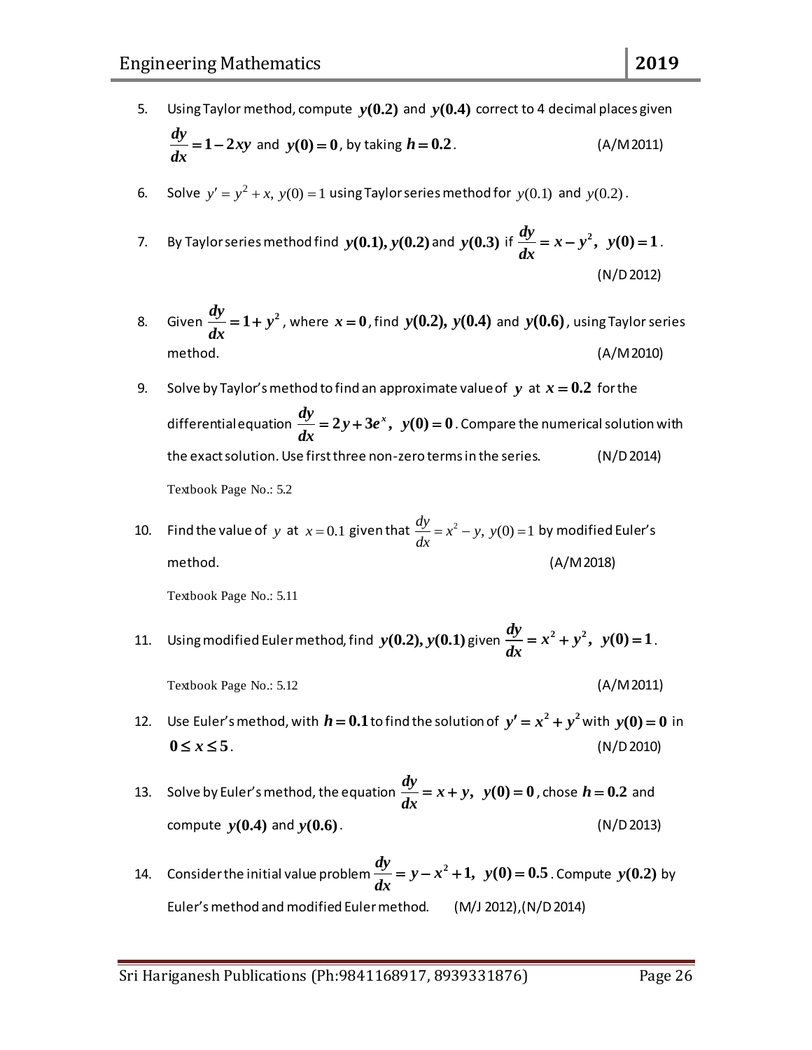5. Using Taylor method, compute $y(0.2)$ and $y(0.4)$ correct to 4 decimal places given $\frac{dy}{dx} = 1 - 2xy$ and $y(0) = 0$, by taking $h = 0.2$. (A/M 2011)

6. Solve $y' = y^2 + x,\ y(0) = 1$ using Taylor series method for $y(0.1)$ and $y(0.2)$.

7. By Taylor series method find $y(0.1), y(0.2)$ and $y(0.3)$ if $\frac{dy}{dx} = x - y^2,\ y(0) = 1$. (N/D 2012)

8. Given $\frac{dy}{dx} = 1 + y^2$, where $x = 0$, find $y(0.2),\ y(0.4)$ and $y(0.6)$, using Taylor series method. (A/M 2010)

9. Solve by Taylor's method to find an approximate value of $y$ at $x = 0.2$ for the differential equation $\frac{dy}{dx} = 2y + 3e^x,\ y(0) = 0$. Compare the numerical solution with the exact solution. Use first three non-zero terms in the series. (N/D 2014)

   Textbook Page No.: 5.2

10. Find the value of $y$ at $x = 0.1$ given that $\frac{dy}{dx} = x^2 - y,\ y(0) = 1$ by modified Euler's method. (A/M 2018)

    Textbook Page No.: 5.11

11. Using modified Euler method, find $y(0.2), y(0.1)$ given $\frac{dy}{dx} = x^2 + y^2,\ y(0) = 1$.

    Textbook Page No.: 5.12 (A/M 2011)

12. Use Euler's method, with $h = 0.1$ to find the solution of $y' = x^2 + y^2$ with $y(0) = 0$ in $0 \le x \le 5$. (N/D 2010)

13. Solve by Euler's method, the equation $\frac{dy}{dx} = x + y,\ y(0) = 0$, chose $h = 0.2$ and compute $y(0.4)$ and $y(0.6)$. (N/D 2013)

14. Consider the initial value problem $\frac{dy}{dx} = y - x^2 + 1,\ y(0) = 0.5$. Compute $y(0.2)$ by Euler's method and modified Euler method. (M/J 2012),(N/D 2014)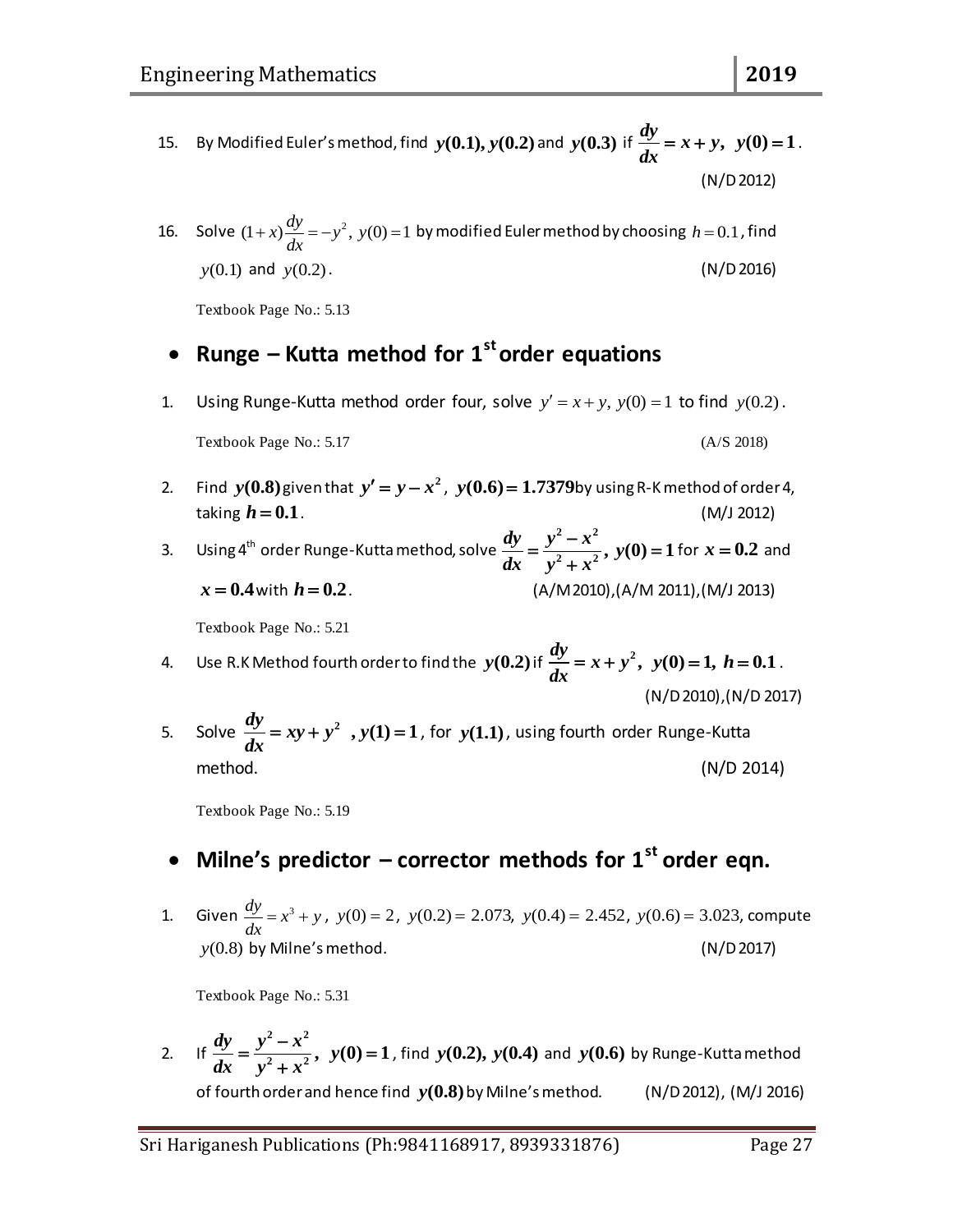15. By Modified Euler's method, find $y(0.1), y(0.2)$ and $y(0.3)$ if $\frac{dy}{dx} = x + y,\ y(0) = 1$.

    (N/D 2012)

16. Solve $(1+x)\frac{dy}{dx} = -y^2,\ y(0) = 1$ by modified Euler method by choosing $h = 0.1$, find $y(0.1)$ and $y(0.2)$. (N/D 2016)

    Textbook Page No.: 5.13

## • Runge – Kutta method for 1st order equations

1. Using Runge-Kutta method order four, solve $y' = x + y,\ y(0) = 1$ to find $y(0.2)$.

   Textbook Page No.: 5.17 (A/S 2018)

2. Find $y(0.8)$ given that $y' = y - x^2,\ y(0.6) = 1.7379$ by using R-K method of order 4, taking $h = 0.1$. (M/J 2012)

3. Using 4th order Runge-Kutta method, solve $\frac{dy}{dx} = \frac{y^2 - x^2}{y^2 + x^2},\ y(0) = 1$ for $x = 0.2$ and $x = 0.4$ with $h = 0.2$. (A/M 2010),(A/M 2011),(M/J 2013)

   Textbook Page No.: 5.21

4. Use R.K Method fourth order to find the $y(0.2)$ if $\frac{dy}{dx} = x + y^2,\ y(0) = 1,\ h = 0.1$.

   (N/D 2010),(N/D 2017)

5. Solve $\frac{dy}{dx} = xy + y^2$ , $y(1) = 1$, for $y(1.1)$, using fourth order Runge-Kutta method. (N/D 2014)

   Textbook Page No.: 5.19

## • Milne's predictor – corrector methods for 1st order eqn.

1. Given $\frac{dy}{dx} = x^3 + y,\ y(0) = 2,\ y(0.2) = 2.073,\ y(0.4) = 2.452,\ y(0.6) = 3.023$, compute $y(0.8)$ by Milne's method. (N/D 2017)

   Textbook Page No.: 5.31

2. If $\frac{dy}{dx} = \frac{y^2 - x^2}{y^2 + x^2},\ y(0) = 1$, find $y(0.2), y(0.4)$ and $y(0.6)$ by Runge-Kutta method of fourth order and hence find $y(0.8)$ by Milne's method. (N/D 2012), (M/J 2016)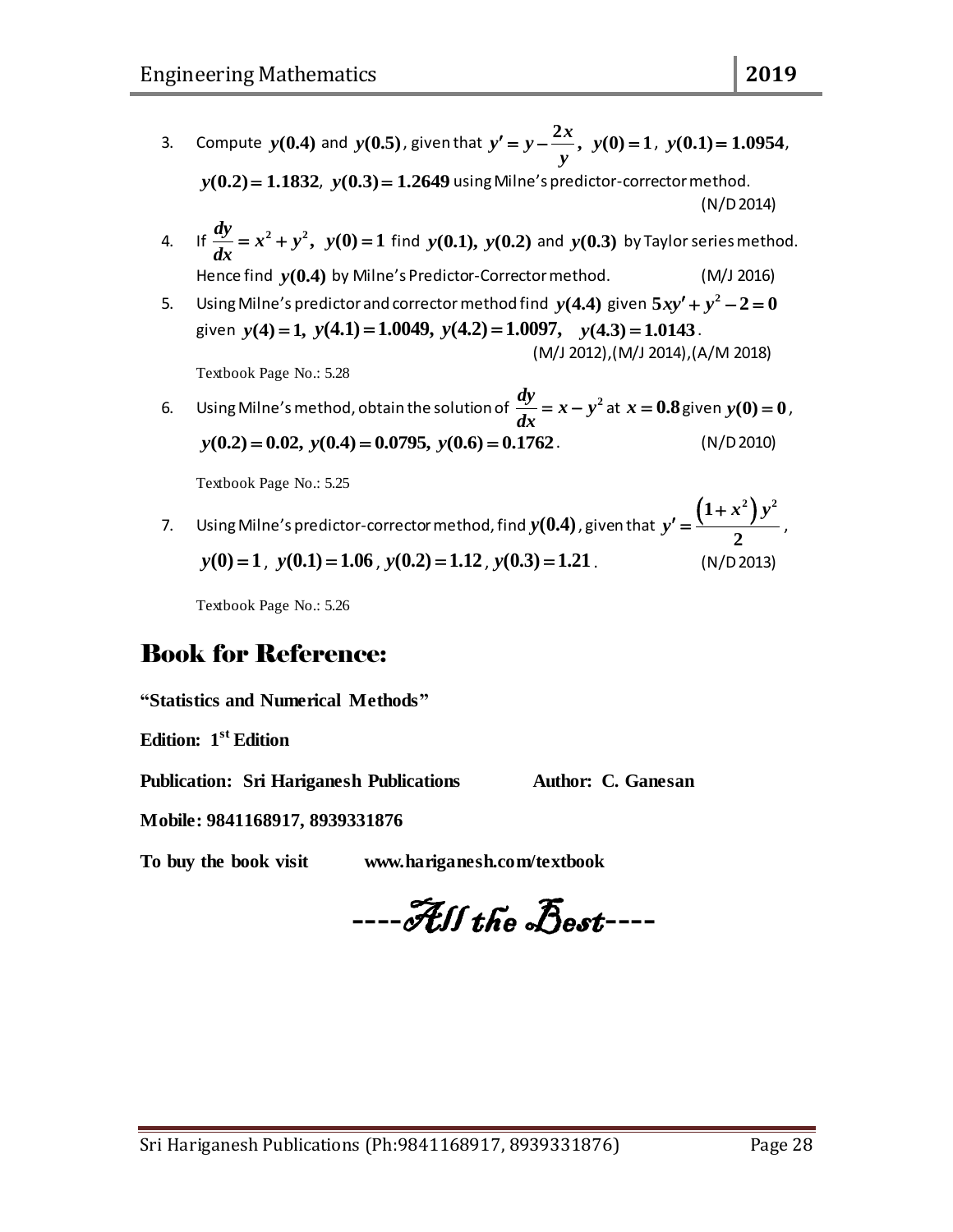3. Compute $y(0.4)$ and $y(0.5)$, given that $y' = y - \frac{2x}{y}$, $y(0) = 1$, $y(0.1) = 1.0954$, $y(0.2) = 1.1832$, $y(0.3) = 1.2649$ using Milne's predictor-corrector method. (N/D 2014)

4. If $\frac{dy}{dx} = x^2 + y^2$, $y(0) = 1$ find $y(0.1)$, $y(0.2)$ and $y(0.3)$ by Taylor series method. Hence find $y(0.4)$ by Milne's Predictor-Corrector method. (M/J 2016)

5. Using Milne's predictor and corrector method find $y(4.4)$ given $5xy' + y^2 - 2 = 0$ given $y(4) = 1$, $y(4.1) = 1.0049$, $y(4.2) = 1.0097$, $y(4.3) = 1.0143$. (M/J 2012),(M/J 2014),(A/M 2018)

   Textbook Page No.: 5.28

6. Using Milne's method, obtain the solution of $\frac{dy}{dx} = x - y^2$ at $x = 0.8$ given $y(0) = 0$, $y(0.2) = 0.02$, $y(0.4) = 0.0795$, $y(0.6) = 0.1762$. (N/D 2010)

   Textbook Page No.: 5.25

7. Using Milne's predictor-corrector method, find $y(0.4)$, given that $y' = \frac{(1 + x^2)y^2}{2}$, $y(0) = 1$, $y(0.1) = 1.06$, $y(0.2) = 1.12$, $y(0.3) = 1.21$. (N/D 2013)

   Textbook Page No.: 5.26

# Book for Reference:

**"Statistics and Numerical Methods"**

**Edition: 1st Edition**

**Publication: Sri Hariganesh Publications** **Author: C. Ganesan**

**Mobile: 9841168917, 8939331876**

**To buy the book visit** **www.hariganesh.com/textbook**

***----All the Best----***